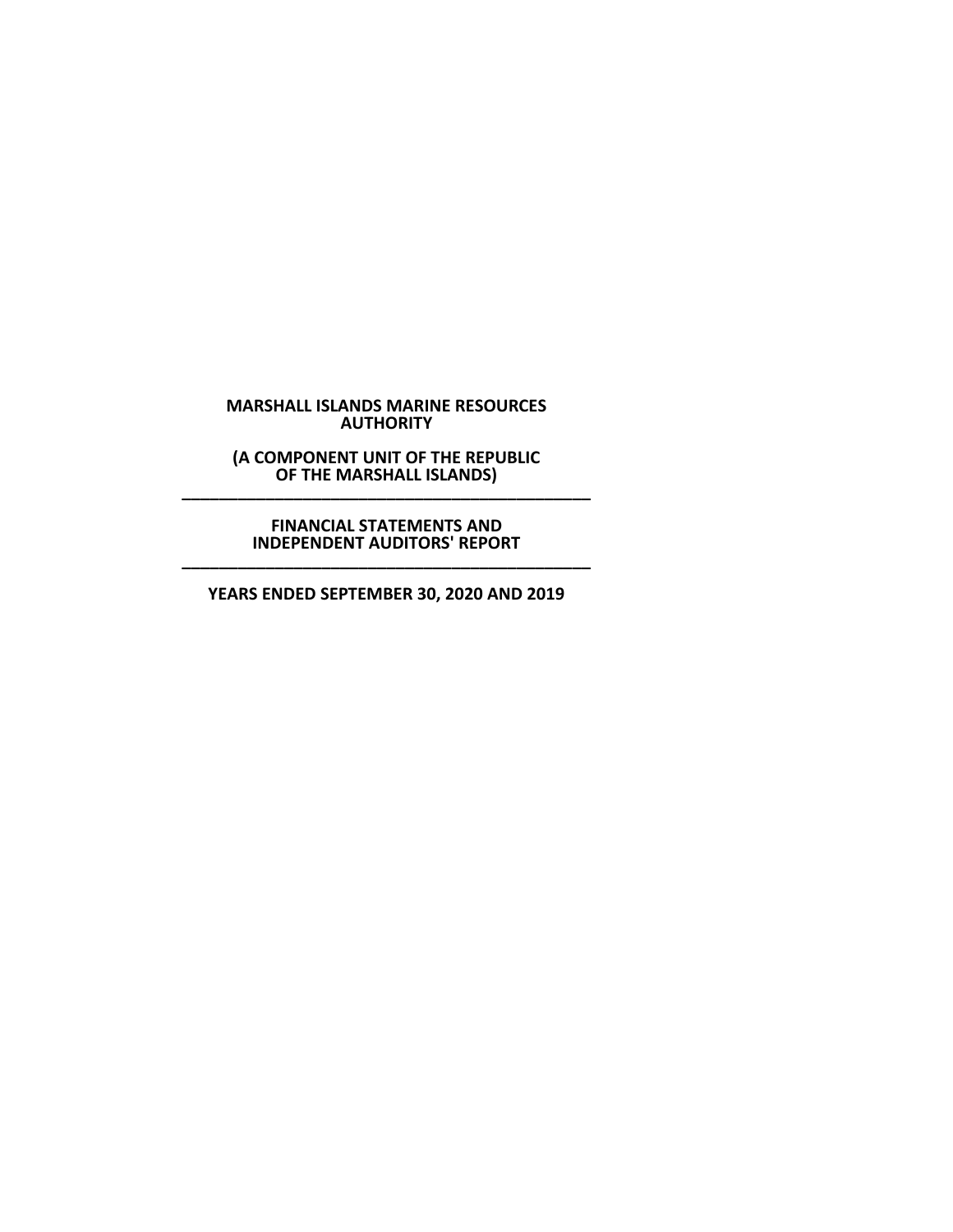**MARSHALL ISLANDS MARINE RESOURCES AUTHORITY**

**(A COMPONENT UNIT OF THE REPUBLIC OF THE MARSHALL ISLANDS)**

---

**FINANCIAL STATEMENTS AND INDEPENDENT AUDITORS' REPORT**

---

**YEARS ENDED SEPTEMBER 30, 2020 AND 2019**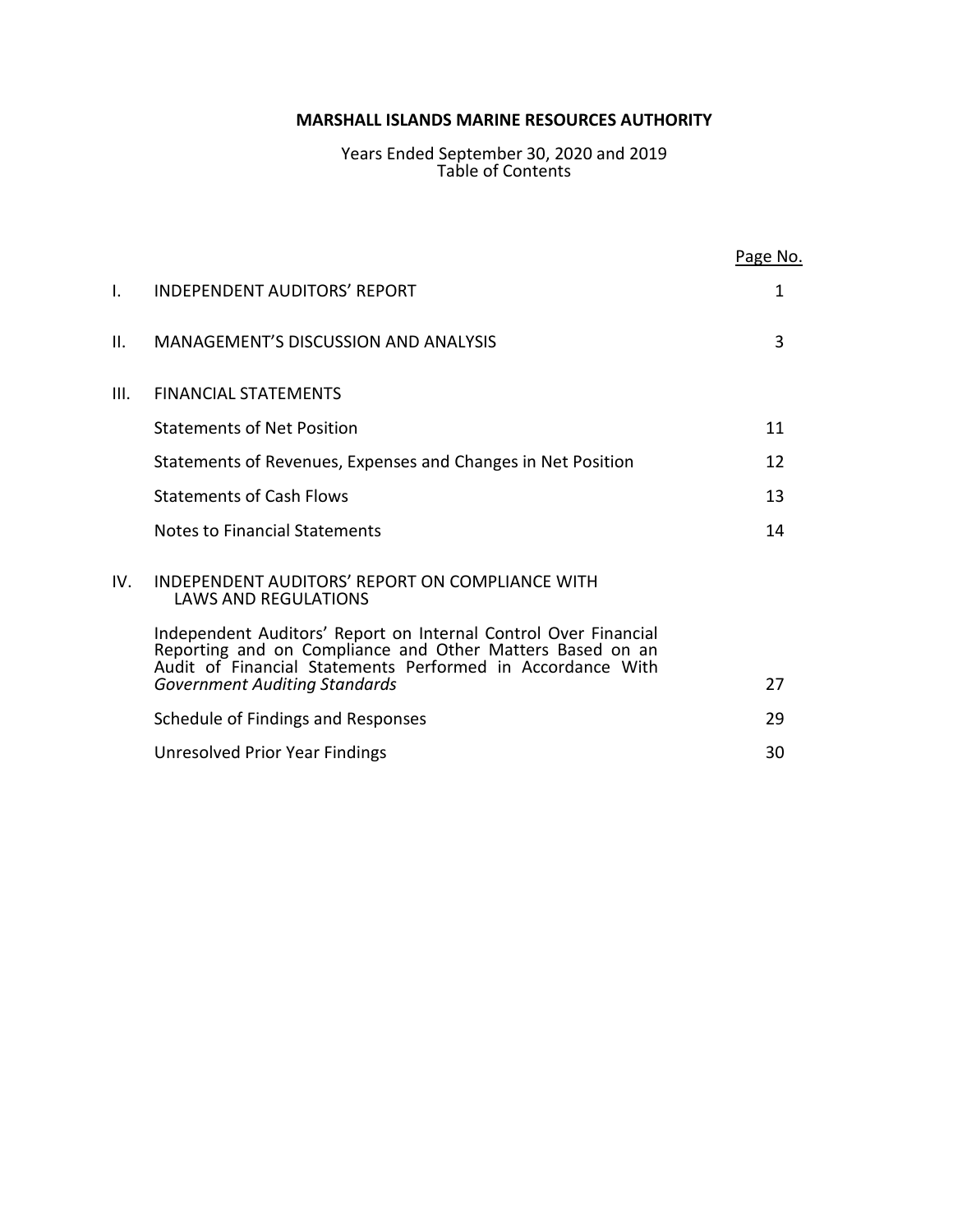**MARSHALL ISLANDS MARINE RESOURCES AUTHORITY**

Years Ended September 30, 2020 and 2019
Table of Contents

| | | Page No. |
|---|---|---|
| I. | INDEPENDENT AUDITORS' REPORT | 1 |
| II. | MANAGEMENT'S DISCUSSION AND ANALYSIS | 3 |
| III. | FINANCIAL STATEMENTS | |
| | Statements of Net Position | 11 |
| | Statements of Revenues, Expenses and Changes in Net Position | 12 |
| | Statements of Cash Flows | 13 |
| | Notes to Financial Statements | 14 |
| IV. | INDEPENDENT AUDITORS' REPORT ON COMPLIANCE WITH LAWS AND REGULATIONS | |
| | Independent Auditors' Report on Internal Control Over Financial Reporting and on Compliance and Other Matters Based on an Audit of Financial Statements Performed in Accordance With *Government Auditing Standards* | 27 |
| | Schedule of Findings and Responses | 29 |
| | Unresolved Prior Year Findings | 30 |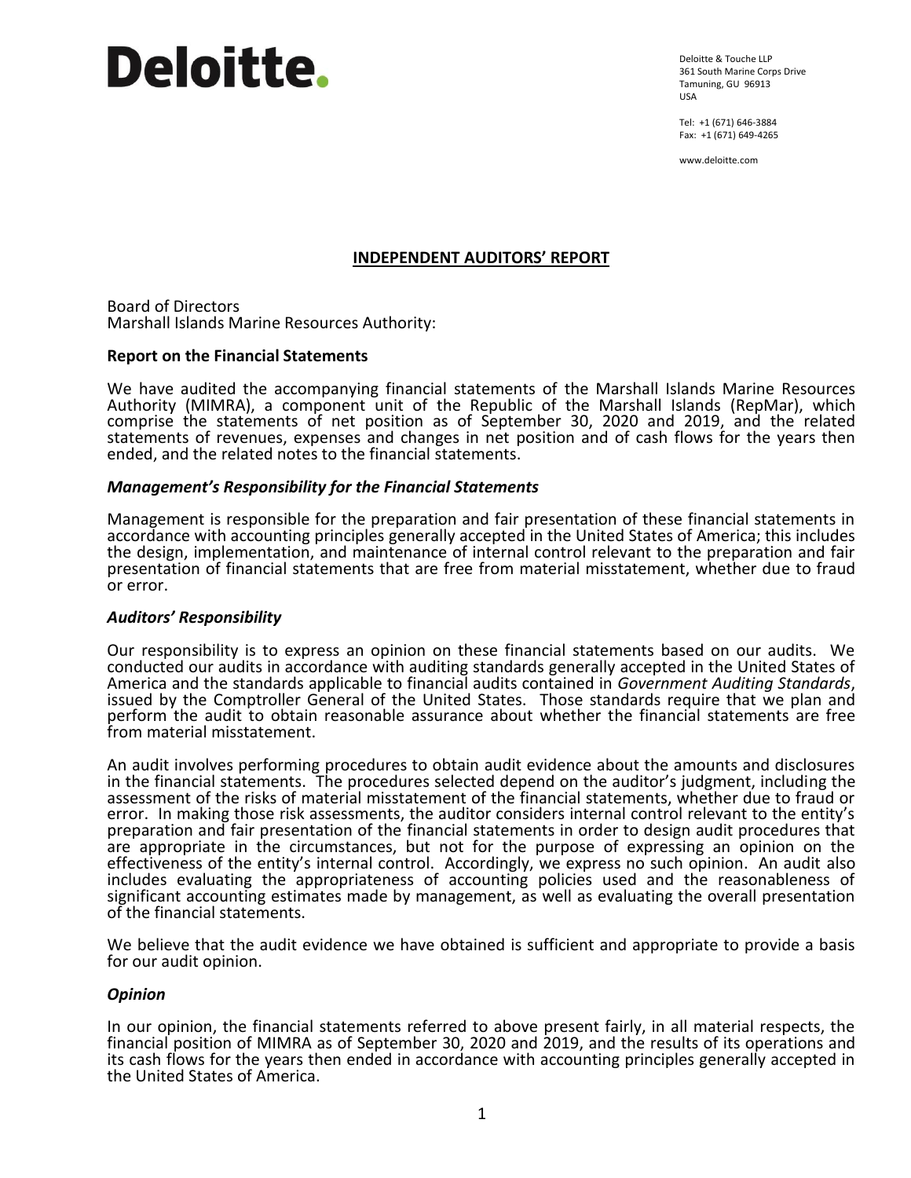**Deloitte.**

Deloitte & Touche LLP
361 South Marine Corps Drive
Tamuning, GU 96913
USA

Tel: +1 (671) 646-3884
Fax: +1 (671) 649-4265

www.deloitte.com

## INDEPENDENT AUDITORS' REPORT

Board of Directors
Marshall Islands Marine Resources Authority:

### Report on the Financial Statements

We have audited the accompanying financial statements of the Marshall Islands Marine Resources Authority (MIMRA), a component unit of the Republic of the Marshall Islands (RepMar), which comprise the statements of net position as of September 30, 2020 and 2019, and the related statements of revenues, expenses and changes in net position and of cash flows for the years then ended, and the related notes to the financial statements.

### *Management's Responsibility for the Financial Statements*

Management is responsible for the preparation and fair presentation of these financial statements in accordance with accounting principles generally accepted in the United States of America; this includes the design, implementation, and maintenance of internal control relevant to the preparation and fair presentation of financial statements that are free from material misstatement, whether due to fraud or error.

### *Auditors' Responsibility*

Our responsibility is to express an opinion on these financial statements based on our audits. We conducted our audits in accordance with auditing standards generally accepted in the United States of America and the standards applicable to financial audits contained in *Government Auditing Standards*, issued by the Comptroller General of the United States. Those standards require that we plan and perform the audit to obtain reasonable assurance about whether the financial statements are free from material misstatement.

An audit involves performing procedures to obtain audit evidence about the amounts and disclosures in the financial statements. The procedures selected depend on the auditor's judgment, including the assessment of the risks of material misstatement of the financial statements, whether due to fraud or error. In making those risk assessments, the auditor considers internal control relevant to the entity's preparation and fair presentation of the financial statements in order to design audit procedures that are appropriate in the circumstances, but not for the purpose of expressing an opinion on the effectiveness of the entity's internal control. Accordingly, we express no such opinion. An audit also includes evaluating the appropriateness of accounting policies used and the reasonableness of significant accounting estimates made by management, as well as evaluating the overall presentation of the financial statements.

We believe that the audit evidence we have obtained is sufficient and appropriate to provide a basis for our audit opinion.

### *Opinion*

In our opinion, the financial statements referred to above present fairly, in all material respects, the financial position of MIMRA as of September 30, 2020 and 2019, and the results of its operations and its cash flows for the years then ended in accordance with accounting principles generally accepted in the United States of America.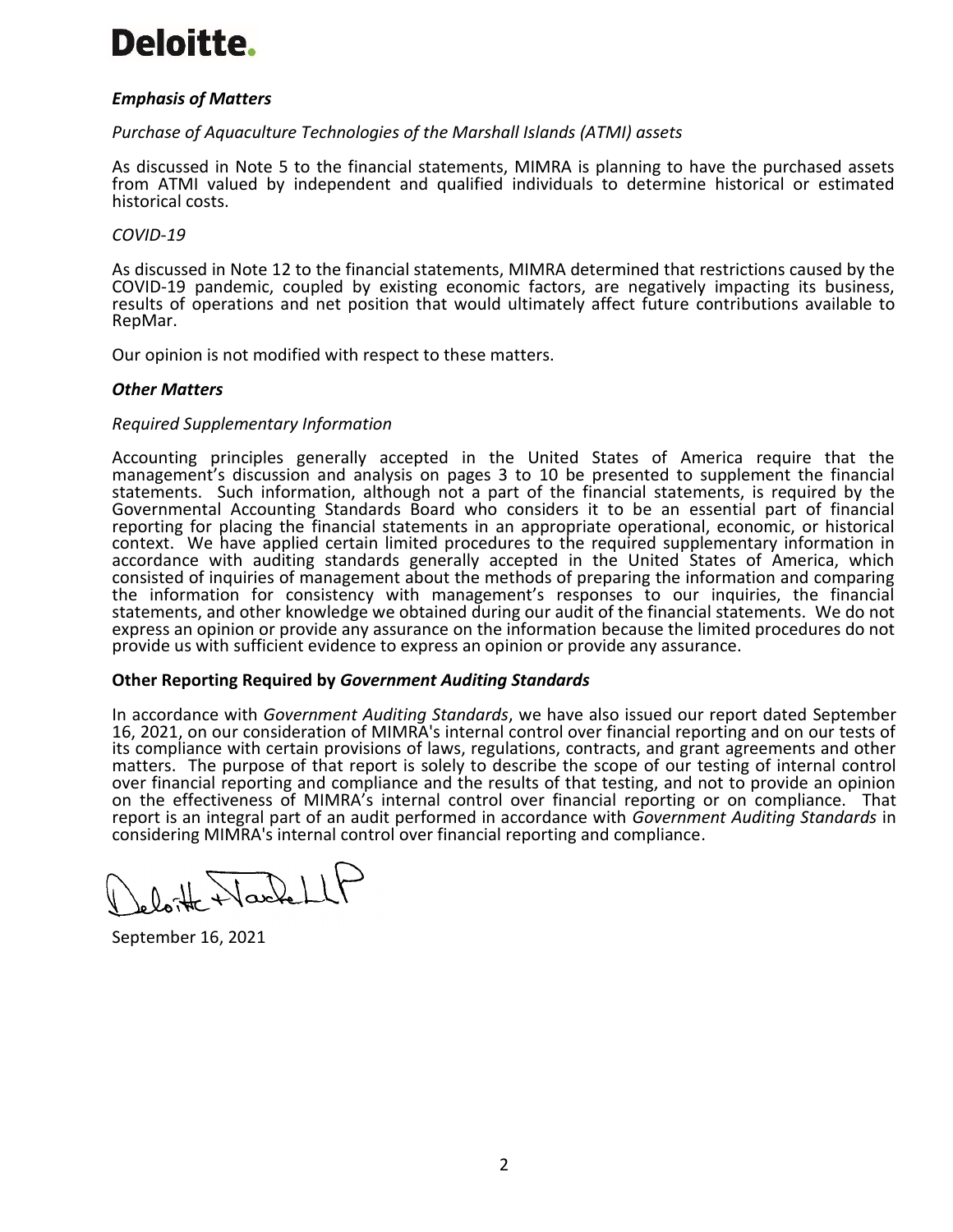**Deloitte.**

***Emphasis of Matters***

*Purchase of Aquaculture Technologies of the Marshall Islands (ATMI) assets*

As discussed in Note 5 to the financial statements, MIMRA is planning to have the purchased assets from ATMI valued by independent and qualified individuals to determine historical or estimated historical costs.

*COVID-19*

As discussed in Note 12 to the financial statements, MIMRA determined that restrictions caused by the COVID-19 pandemic, coupled by existing economic factors, are negatively impacting its business, results of operations and net position that would ultimately affect future contributions available to RepMar.

Our opinion is not modified with respect to these matters.

***Other Matters***

*Required Supplementary Information*

Accounting principles generally accepted in the United States of America require that the management's discussion and analysis on pages 3 to 10 be presented to supplement the financial statements. Such information, although not a part of the financial statements, is required by the Governmental Accounting Standards Board who considers it to be an essential part of financial reporting for placing the financial statements in an appropriate operational, economic, or historical context. We have applied certain limited procedures to the required supplementary information in accordance with auditing standards generally accepted in the United States of America, which consisted of inquiries of management about the methods of preparing the information and comparing the information for consistency with management's responses to our inquiries, the financial statements, and other knowledge we obtained during our audit of the financial statements. We do not express an opinion or provide any assurance on the information because the limited procedures do not provide us with sufficient evidence to express an opinion or provide any assurance.

**Other Reporting Required by *Government Auditing Standards***

In accordance with *Government Auditing Standards*, we have also issued our report dated September 16, 2021, on our consideration of MIMRA's internal control over financial reporting and on our tests of its compliance with certain provisions of laws, regulations, contracts, and grant agreements and other matters. The purpose of that report is solely to describe the scope of our testing of internal control over financial reporting and compliance and the results of that testing, and not to provide an opinion on the effectiveness of MIMRA's internal control over financial reporting or on compliance. That report is an integral part of an audit performed in accordance with *Government Auditing Standards* in considering MIMRA's internal control over financial reporting and compliance.

Deloitte & Touche LLP

September 16, 2021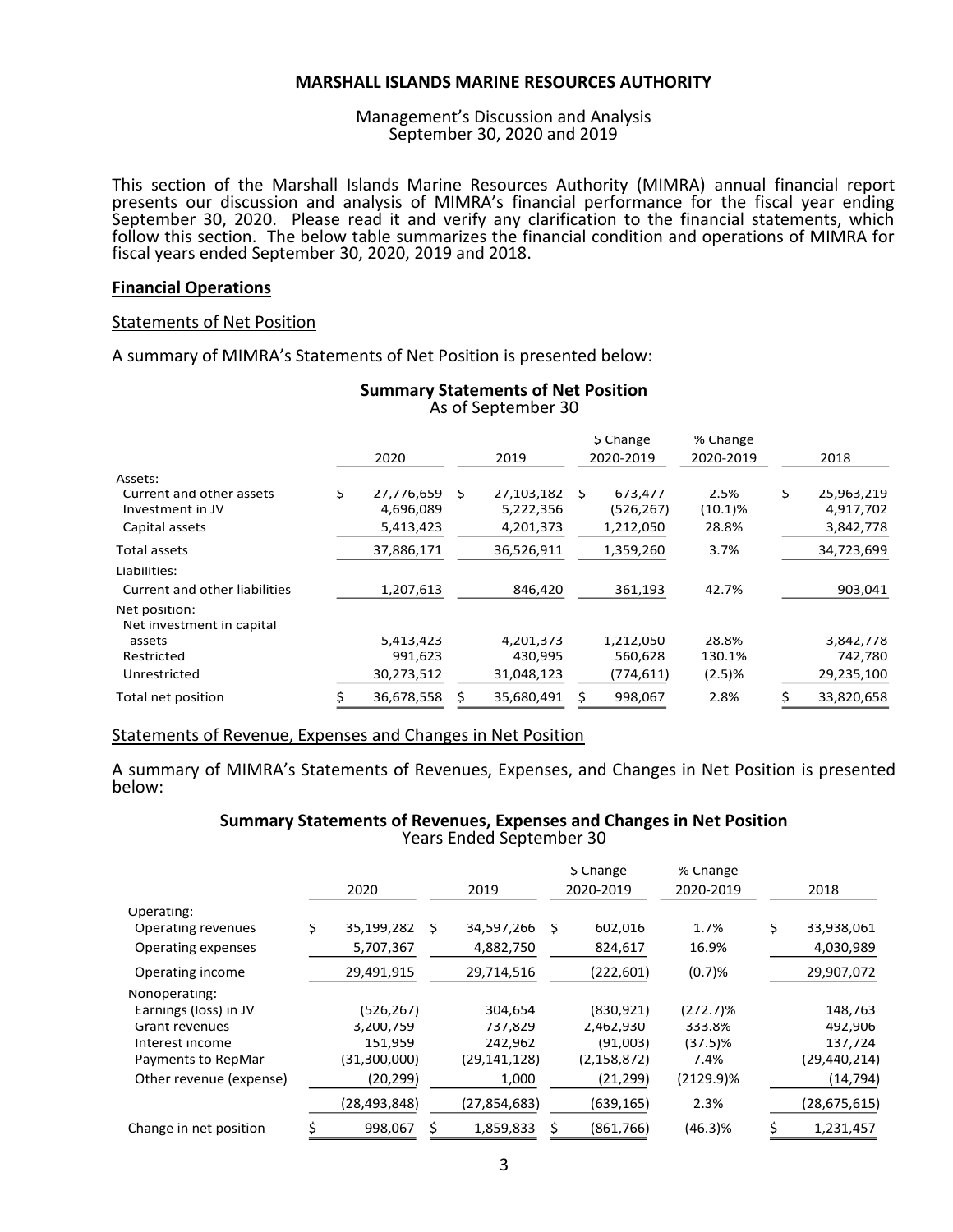**MARSHALL ISLANDS MARINE RESOURCES AUTHORITY**

Management's Discussion and Analysis
September 30, 2020 and 2019

This section of the Marshall Islands Marine Resources Authority (MIMRA) annual financial report presents our discussion and analysis of MIMRA's financial performance for the fiscal year ending September 30, 2020. Please read it and verify any clarification to the financial statements, which follow this section. The below table summarizes the financial condition and operations of MIMRA for fiscal years ended September 30, 2020, 2019 and 2018.

## Financial Operations

### Statements of Net Position

A summary of MIMRA's Statements of Net Position is presented below:

**Summary Statements of Net Position**
As of September 30

| | 2020 | 2019 | $ Change 2020-2019 | % Change 2020-2019 | 2018 |
|---|---|---|---|---|---|
| Assets: | | | | | |
| Current and other assets | $ 27,776,659 | $ 27,103,182 | $ 673,477 | 2.5% | $ 25,963,219 |
| Investment in JV | 4,696,089 | 5,222,356 | (526,267) | (10.1)% | 4,917,702 |
| Capital assets | 5,413,423 | 4,201,373 | 1,212,050 | 28.8% | 3,842,778 |
| Total assets | 37,886,171 | 36,526,911 | 1,359,260 | 3.7% | 34,723,699 |
| Liabilities: | | | | | |
| Current and other liabilities | 1,207,613 | 846,420 | 361,193 | 42.7% | 903,041 |
| Net position: | | | | | |
| Net investment in capital assets | 5,413,423 | 4,201,373 | 1,212,050 | 28.8% | 3,842,778 |
| Restricted | 991,623 | 430,995 | 560,628 | 130.1% | 742,780 |
| Unrestricted | 30,273,512 | 31,048,123 | (774,611) | (2.5)% | 29,235,100 |
| Total net position | $ 36,678,558 | $ 35,680,491 | $ 998,067 | 2.8% | $ 33,820,658 |

### Statements of Revenue, Expenses and Changes in Net Position

A summary of MIMRA's Statements of Revenues, Expenses, and Changes in Net Position is presented below:

**Summary Statements of Revenues, Expenses and Changes in Net Position**
Years Ended September 30

| | 2020 | 2019 | $ Change 2020-2019 | % Change 2020-2019 | 2018 |
|---|---|---|---|---|---|
| Operating: | | | | | |
| Operating revenues | $ 35,199,282 | $ 34,597,266 | $ 602,016 | 1.7% | $ 33,938,061 |
| Operating expenses | 5,707,367 | 4,882,750 | 824,617 | 16.9% | 4,030,989 |
| Operating income | 29,491,915 | 29,714,516 | (222,601) | (0.7)% | 29,907,072 |
| Nonoperating: | | | | | |
| Earnings (loss) in JV | (526,267) | 304,654 | (830,921) | (272.7)% | 148,763 |
| Grant revenues | 3,200,759 | 737,829 | 2,462,930 | 333.8% | 492,906 |
| Interest income | 151,959 | 242,962 | (91,003) | (37.5)% | 137,724 |
| Payments to RepMar | (31,300,000) | (29,141,128) | (2,158,872) | 7.4% | (29,440,214) |
| Other revenue (expense) | (20,299) | 1,000 | (21,299) | (2129.9)% | (14,794) |
| | (28,493,848) | (27,854,683) | (639,165) | 2.3% | (28,675,615) |
| Change in net position | $ 998,067 | $ 1,859,833 | $ (861,766) | (46.3)% | $ 1,231,457 |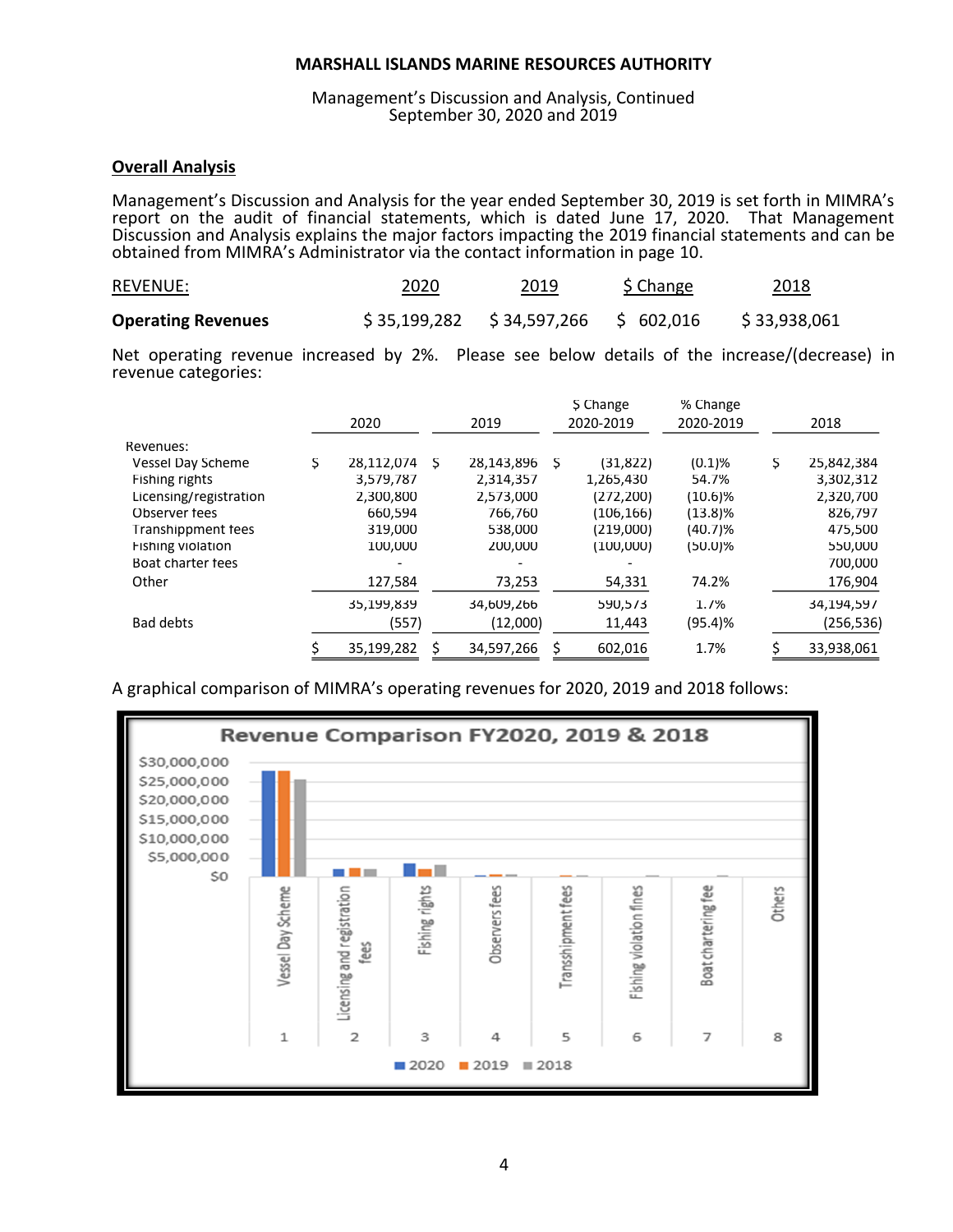**MARSHALL ISLANDS MARINE RESOURCES AUTHORITY**

Management's Discussion and Analysis, Continued
September 30, 2020 and 2019

## Overall Analysis

Management's Discussion and Analysis for the year ended September 30, 2019 is set forth in MIMRA's report on the audit of financial statements, which is dated June 17, 2020. That Management Discussion and Analysis explains the major factors impacting the 2019 financial statements and can be obtained from MIMRA's Administrator via the contact information in page 10.

| REVENUE: | 2020 | 2019 | $ Change | 2018 |
|---|---|---|---|---|
| **Operating Revenues** | $ 35,199,282 | $ 34,597,266 | $ 602,016 | $ 33,938,061 |

Net operating revenue increased by 2%. Please see below details of the increase/(decrease) in revenue categories:

| | 2020 | 2019 | $ Change 2020-2019 | % Change 2020-2019 | 2018 |
|---|---|---|---|---|---|
| Revenues: | | | | | |
| Vessel Day Scheme | $ 28,112,074 | $ 28,143,896 | $ (31,822) | (0.1)% | $ 25,842,384 |
| Fishing rights | 3,579,787 | 2,314,357 | 1,265,430 | 54.7% | 3,302,312 |
| Licensing/registration | 2,300,800 | 2,573,000 | (272,200) | (10.6)% | 2,320,700 |
| Observer fees | 660,594 | 766,760 | (106,166) | (13.8)% | 826,797 |
| Transhippment fees | 319,000 | 538,000 | (219,000) | (40.7)% | 475,500 |
| Fishing violation | 100,000 | 200,000 | (100,000) | (50.0)% | 550,000 |
| Boat charter fees | - | - | - | | 700,000 |
| Other | 127,584 | 73,253 | 54,331 | 74.2% | 176,904 |
| | 35,199,839 | 34,609,266 | 590,573 | 1.7% | 34,194,597 |
| Bad debts | (557) | (12,000) | 11,443 | (95.4)% | (256,536) |
| | $ 35,199,282 | $ 34,597,266 | $ 602,016 | 1.7% | $ 33,938,061 |

A graphical comparison of MIMRA's operating revenues for 2020, 2019 and 2018 follows:

**Revenue Comparison FY2020, 2019 & 2018**

(Bar chart: 1 Vessel Day Scheme; 2 Licensing and registration fees; 3 Fishing rights; 4 Observers fees; 5 Transshipment fees; 6 Fishing violation fines; 7 Boat chartering fee; 8 Others — series 2020, 2019, 2018; y-axis $0 to $30,000,000)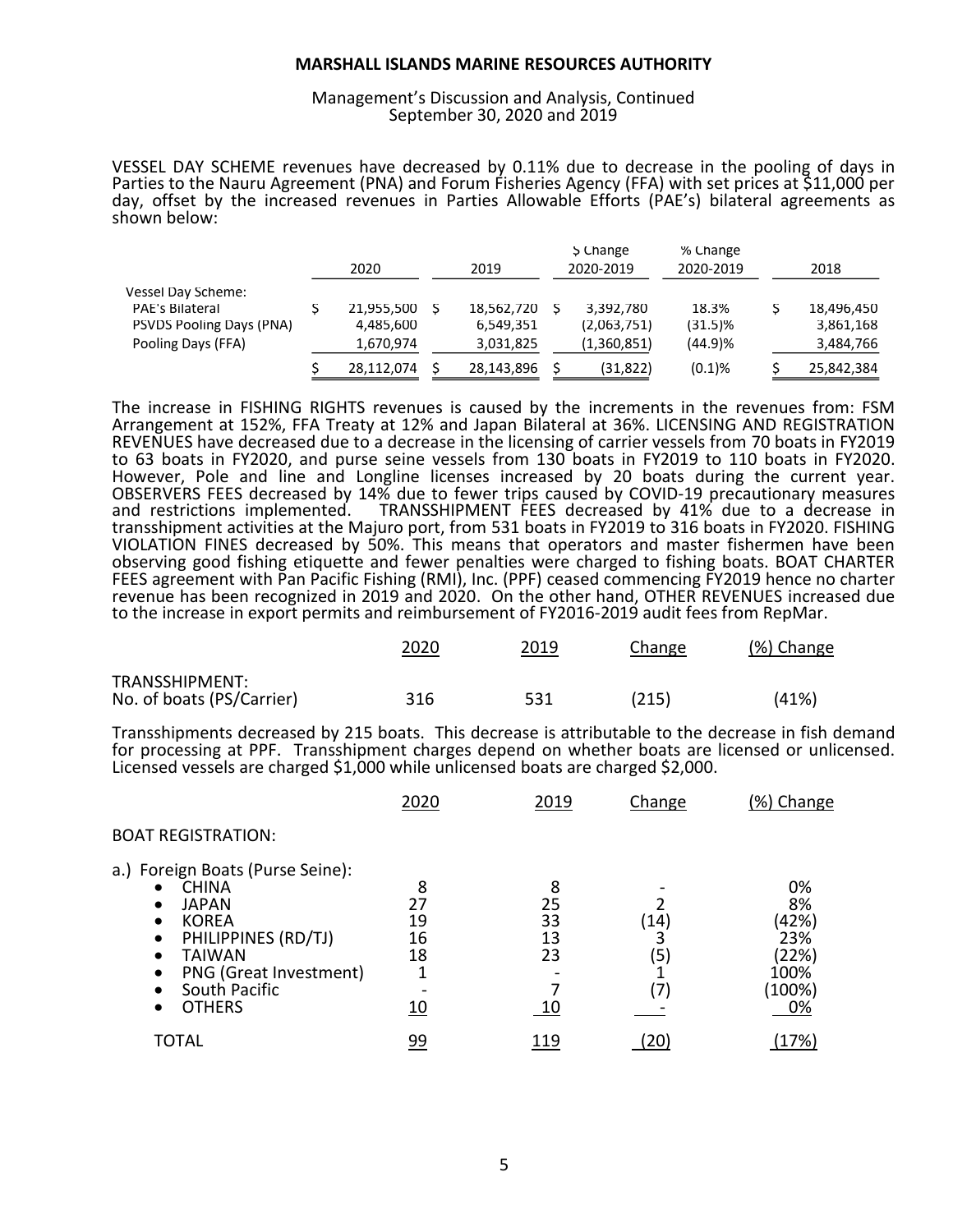**MARSHALL ISLANDS MARINE RESOURCES AUTHORITY**

Management's Discussion and Analysis, Continued
September 30, 2020 and 2019

VESSEL DAY SCHEME revenues have decreased by 0.11% due to decrease in the pooling of days in Parties to the Nauru Agreement (PNA) and Forum Fisheries Agency (FFA) with set prices at $11,000 per day, offset by the increased revenues in Parties Allowable Efforts (PAE's) bilateral agreements as shown below:

| | 2020 | 2019 | $ Change 2020-2019 | % Change 2020-2019 | 2018 |
|---|---|---|---|---|---|
| Vessel Day Scheme: | | | | | |
| PAE's Bilateral | $ 21,955,500 | $ 18,562,720 | $ 3,392,780 | 18.3% | $ 18,496,450 |
| PSVDS Pooling Days (PNA) | 4,485,600 | 6,549,351 | (2,063,751) | (31.5)% | 3,861,168 |
| Pooling Days (FFA) | 1,670,974 | 3,031,825 | (1,360,851) | (44.9)% | 3,484,766 |
| | $ 28,112,074 | $ 28,143,896 | $ (31,822) | (0.1)% | $ 25,842,384 |

The increase in FISHING RIGHTS revenues is caused by the increments in the revenues from: FSM Arrangement at 152%, FFA Treaty at 12% and Japan Bilateral at 36%. LICENSING AND REGISTRATION REVENUES have decreased due to a decrease in the licensing of carrier vessels from 70 boats in FY2019 to 63 boats in FY2020, and purse seine vessels from 130 boats in FY2019 to 110 boats in FY2020. However, Pole and line and Longline licenses increased by 20 boats during the current year. OBSERVERS FEES decreased by 14% due to fewer trips caused by COVID-19 precautionary measures and restrictions implemented. TRANSSHIPMENT FEES decreased by 41% due to a decrease in transshipment activities at the Majuro port, from 531 boats in FY2019 to 316 boats in FY2020. FISHING VIOLATION FINES decreased by 50%. This means that operators and master fishermen have been observing good fishing etiquette and fewer penalties were charged to fishing boats. BOAT CHARTER FEES agreement with Pan Pacific Fishing (RMI), Inc. (PPF) ceased commencing FY2019 hence no charter revenue has been recognized in 2019 and 2020. On the other hand, OTHER REVENUES increased due to the increase in export permits and reimbursement of FY2016-2019 audit fees from RepMar.

| | 2020 | 2019 | Change | (%) Change |
|---|---|---|---|---|
| TRANSSHIPMENT: | | | | |
| No. of boats (PS/Carrier) | 316 | 531 | (215) | (41%) |

Transshipments decreased by 215 boats. This decrease is attributable to the decrease in fish demand for processing at PPF. Transshipment charges depend on whether boats are licensed or unlicensed. Licensed vessels are charged $1,000 while unlicensed boats are charged $2,000.

| | 2020 | 2019 | Change | (%) Change |
|---|---|---|---|---|
| BOAT REGISTRATION: | | | | |
| a.) Foreign Boats (Purse Seine): | | | | |
| • CHINA | 8 | 8 | - | 0% |
| • JAPAN | 27 | 25 | 2 | 8% |
| • KOREA | 19 | 33 | (14) | (42%) |
| • PHILIPPINES (RD/TJ) | 16 | 13 | 3 | 23% |
| • TAIWAN | 18 | 23 | (5) | (22%) |
| • PNG (Great Investment) | 1 | - | 1 | 100% |
| • South Pacific | - | 7 | (7) | (100%) |
| • OTHERS | 10 | 10 | - | 0% |
| TOTAL | 99 | 119 | (20) | (17%) |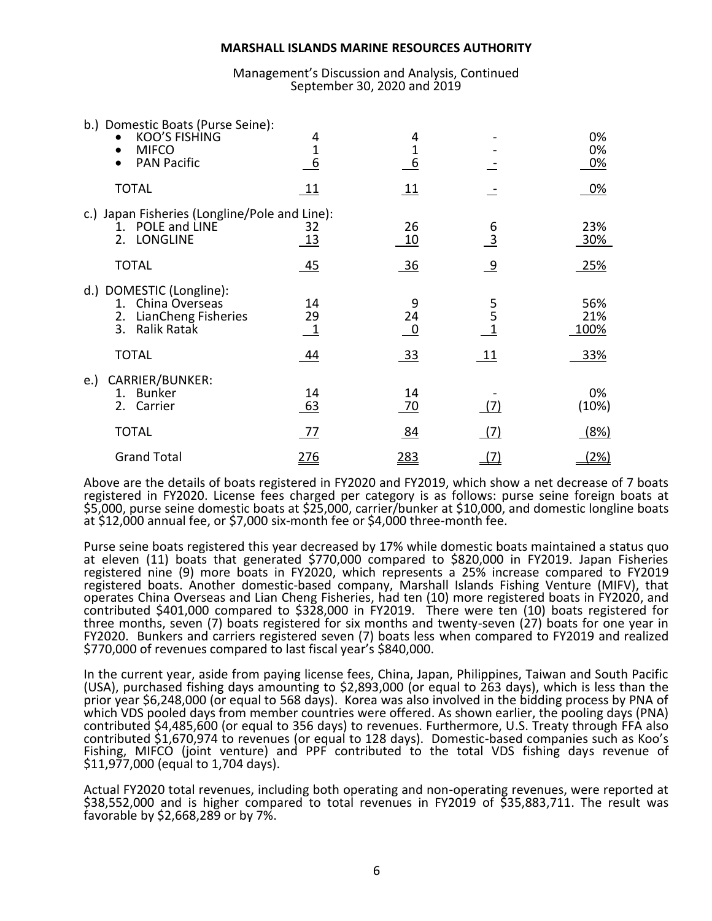**MARSHALL ISLANDS MARINE RESOURCES AUTHORITY**

Management's Discussion and Analysis, Continued
September 30, 2020 and 2019

| | | | | |
|---|---|---|---|---|
| b.) Domestic Boats (Purse Seine): | | | | |
| • KOO'S FISHING | 4 | 4 | - | 0% |
| • MIFCO | 1 | 1 | - | 0% |
| • PAN Pacific | 6 | 6 | - | 0% |
| TOTAL | 11 | 11 | - | 0% |
| c.) Japan Fisheries (Longline/Pole and Line): | | | | |
| 1. POLE and LINE | 32 | 26 | 6 | 23% |
| 2. LONGLINE | 13 | 10 | 3 | 30% |
| TOTAL | 45 | 36 | 9 | 25% |
| d.) DOMESTIC (Longline): | | | | |
| 1. China Overseas | 14 | 9 | 5 | 56% |
| 2. LianCheng Fisheries | 29 | 24 | 5 | 21% |
| 3. Ralik Ratak | 1 | 0 | 1 | 100% |
| TOTAL | 44 | 33 | 11 | 33% |
| e.) CARRIER/BUNKER: | | | | |
| 1. Bunker | 14 | 14 | - | 0% |
| 2. Carrier | 63 | 70 | (7) | (10%) |
| TOTAL | 77 | 84 | (7) | (8%) |
| Grand Total | 276 | 283 | (7) | (2%) |

Above are the details of boats registered in FY2020 and FY2019, which show a net decrease of 7 boats registered in FY2020. License fees charged per category is as follows: purse seine foreign boats at $5,000, purse seine domestic boats at $25,000, carrier/bunker at $10,000, and domestic longline boats at $12,000 annual fee, or $7,000 six-month fee or $4,000 three-month fee.

Purse seine boats registered this year decreased by 17% while domestic boats maintained a status quo at eleven (11) boats that generated $770,000 compared to $820,000 in FY2019. Japan Fisheries registered nine (9) more boats in FY2020, which represents a 25% increase compared to FY2019 registered boats. Another domestic-based company, Marshall Islands Fishing Venture (MIFV), that operates China Overseas and Lian Cheng Fisheries, had ten (10) more registered boats in FY2020, and contributed $401,000 compared to $328,000 in FY2019. There were ten (10) boats registered for three months, seven (7) boats registered for six months and twenty-seven (27) boats for one year in FY2020. Bunkers and carriers registered seven (7) boats less when compared to FY2019 and realized $770,000 of revenues compared to last fiscal year's $840,000.

In the current year, aside from paying license fees, China, Japan, Philippines, Taiwan and South Pacific (USA), purchased fishing days amounting to $2,893,000 (or equal to 263 days), which is less than the prior year $6,248,000 (or equal to 568 days). Korea was also involved in the bidding process by PNA of which VDS pooled days from member countries were offered. As shown earlier, the pooling days (PNA) contributed $4,485,600 (or equal to 356 days) to revenues. Furthermore, U.S. Treaty through FFA also contributed $1,670,974 to revenues (or equal to 128 days). Domestic-based companies such as Koo's Fishing, MIFCO (joint venture) and PPF contributed to the total VDS fishing days revenue of $11,977,000 (equal to 1,704 days).

Actual FY2020 total revenues, including both operating and non-operating revenues, were reported at $38,552,000 and is higher compared to total revenues in FY2019 of $35,883,711. The result was favorable by $2,668,289 or by 7%.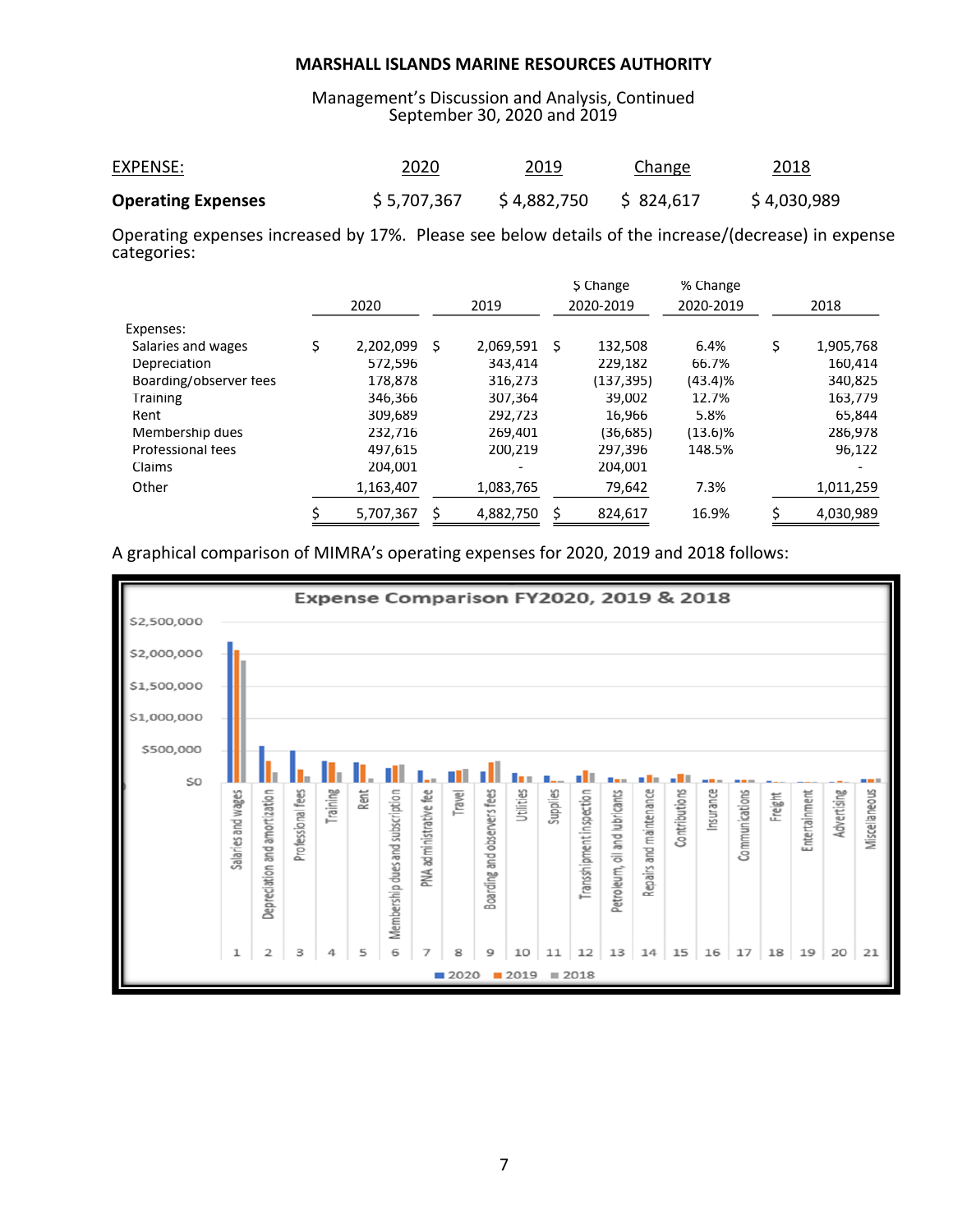**MARSHALL ISLANDS MARINE RESOURCES AUTHORITY**

Management's Discussion and Analysis, Continued
September 30, 2020 and 2019

| EXPENSE: | 2020 | 2019 | Change | 2018 |
|---|---|---|---|---|
| **Operating Expenses** | $ 5,707,367 | $ 4,882,750 | $ 824,617 | $ 4,030,989 |

Operating expenses increased by 17%. Please see below details of the increase/(decrease) in expense categories:

| | 2020 | 2019 | $ Change 2020-2019 | % Change 2020-2019 | 2018 |
|---|---|---|---|---|---|
| Expenses: | | | | | |
| Salaries and wages | $ 2,202,099 | $ 2,069,591 | $ 132,508 | 6.4% | $ 1,905,768 |
| Depreciation | 572,596 | 343,414 | 229,182 | 66.7% | 160,414 |
| Boarding/observer fees | 178,878 | 316,273 | (137,395) | (43.4)% | 340,825 |
| Training | 346,366 | 307,364 | 39,002 | 12.7% | 163,779 |
| Rent | 309,689 | 292,723 | 16,966 | 5.8% | 65,844 |
| Membership dues | 232,716 | 269,401 | (36,685) | (13.6)% | 286,978 |
| Professional fees | 497,615 | 200,219 | 297,396 | 148.5% | 96,122 |
| Claims | 204,001 | - | 204,001 | | - |
| Other | 1,163,407 | 1,083,765 | 79,642 | 7.3% | 1,011,259 |
| | $ 5,707,367 | $ 4,882,750 | $ 824,617 | 16.9% | $ 4,030,989 |

A graphical comparison of MIMRA's operating expenses for 2020, 2019 and 2018 follows:

**Expense Comparison FY2020, 2019 & 2018**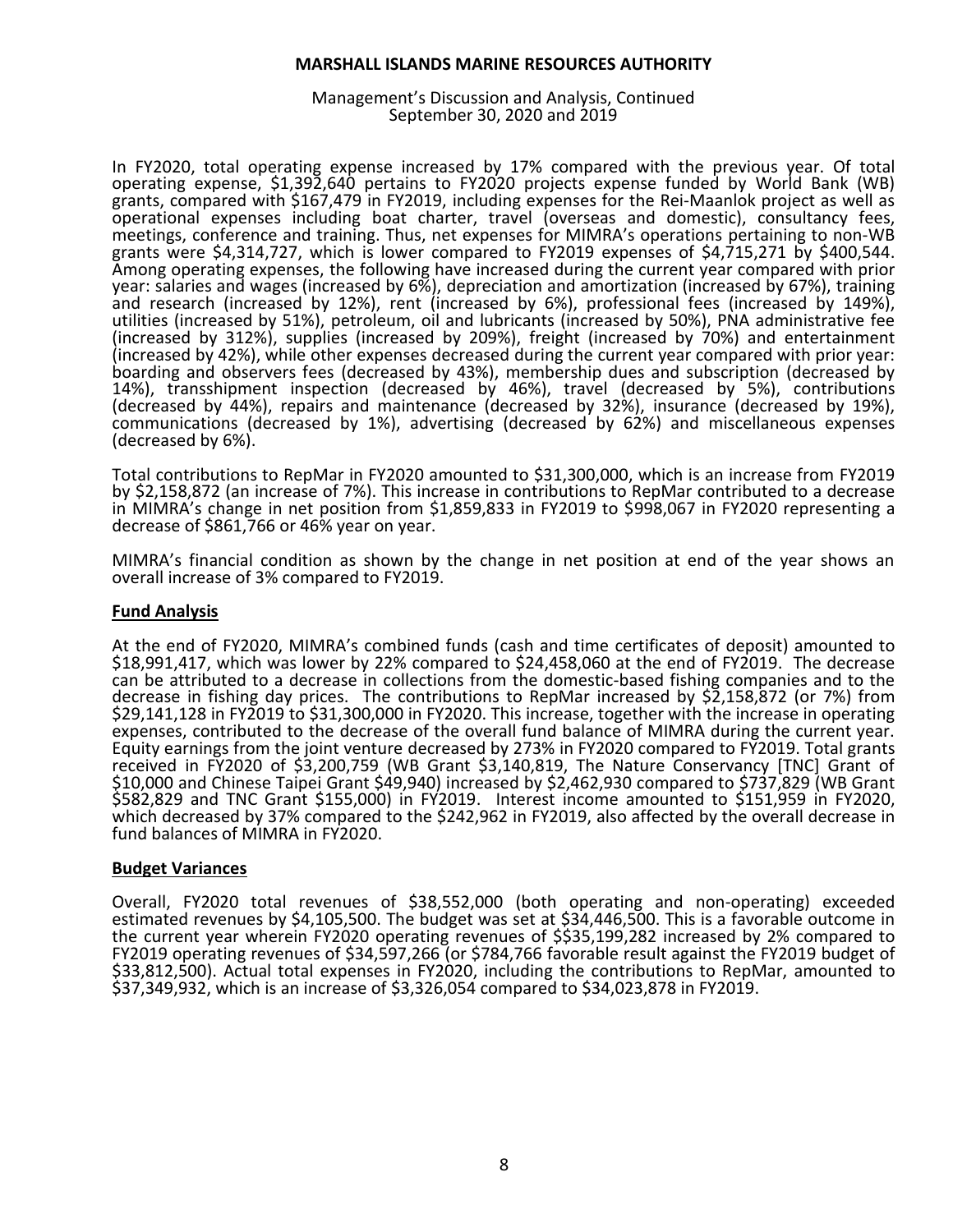In FY2020, total operating expense increased by 17% compared with the previous year. Of total operating expense, $1,392,640 pertains to FY2020 projects expense funded by World Bank (WB) grants, compared with $167,479 in FY2019, including expenses for the Rei-Maanlok project as well as operational expenses including boat charter, travel (overseas and domestic), consultancy fees, meetings, conference and training. Thus, net expenses for MIMRA's operations pertaining to non-WB grants were $4,314,727, which is lower compared to FY2019 expenses of $4,715,271 by $400,544. Among operating expenses, the following have increased during the current year compared with prior year: salaries and wages (increased by 6%), depreciation and amortization (increased by 67%), training and research (increased by 12%), rent (increased by 6%), professional fees (increased by 149%), utilities (increased by 51%), petroleum, oil and lubricants (increased by 50%), PNA administrative fee (increased by 312%), supplies (increased by 209%), freight (increased by 70%) and entertainment (increased by 42%), while other expenses decreased during the current year compared with prior year: boarding and observers fees (decreased by 43%), membership dues and subscription (decreased by 14%), transshipment inspection (decreased by 46%), travel (decreased by 5%), contributions (decreased by 44%), repairs and maintenance (decreased by 32%), insurance (decreased by 19%), communications (decreased by 1%), advertising (decreased by 62%) and miscellaneous expenses (decreased by 6%).

Total contributions to RepMar in FY2020 amounted to $31,300,000, which is an increase from FY2019 by $2,158,872 (an increase of 7%). This increase in contributions to RepMar contributed to a decrease in MIMRA's change in net position from $1,859,833 in FY2019 to $998,067 in FY2020 representing a decrease of $861,766 or 46% year on year.

MIMRA's financial condition as shown by the change in net position at end of the year shows an overall increase of 3% compared to FY2019.

## Fund Analysis

At the end of FY2020, MIMRA's combined funds (cash and time certificates of deposit) amounted to $18,991,417, which was lower by 22% compared to $24,458,060 at the end of FY2019. The decrease can be attributed to a decrease in collections from the domestic-based fishing companies and to the decrease in fishing day prices. The contributions to RepMar increased by $2,158,872 (or 7%) from $29,141,128 in FY2019 to $31,300,000 in FY2020. This increase, together with the increase in operating expenses, contributed to the decrease of the overall fund balance of MIMRA during the current year. Equity earnings from the joint venture decreased by 273% in FY2020 compared to FY2019. Total grants received in FY2020 of $3,200,759 (WB Grant $3,140,819, The Nature Conservancy [TNC] Grant of $10,000 and Chinese Taipei Grant $49,940) increased by $2,462,930 compared to $737,829 (WB Grant $582,829 and TNC Grant $155,000) in FY2019. Interest income amounted to $151,959 in FY2020, which decreased by 37% compared to the $242,962 in FY2019, also affected by the overall decrease in fund balances of MIMRA in FY2020.

## Budget Variances

Overall, FY2020 total revenues of $38,552,000 (both operating and non-operating) exceeded estimated revenues by $4,105,500. The budget was set at $34,446,500. This is a favorable outcome in the current year wherein FY2020 operating revenues of $$35,199,282 increased by 2% compared to FY2019 operating revenues of $34,597,266 (or $784,766 favorable result against the FY2019 budget of $33,812,500). Actual total expenses in FY2020, including the contributions to RepMar, amounted to $37,349,932, which is an increase of $3,326,054 compared to $34,023,878 in FY2019.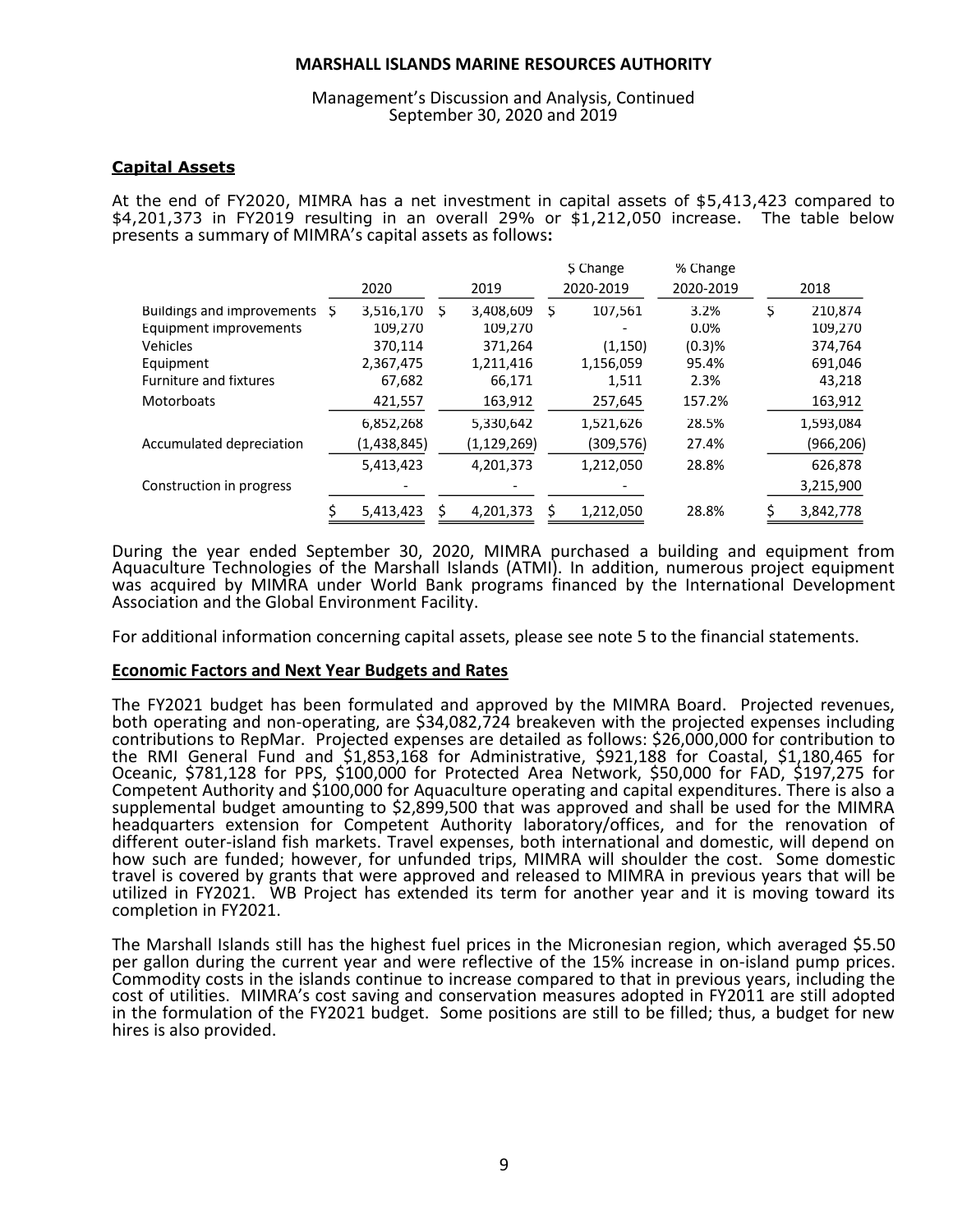## Capital Assets

At the end of FY2020, MIMRA has a net investment in capital assets of $5,413,423 compared to $4,201,373 in FY2019 resulting in an overall 29% or $1,212,050 increase. The table below presents a summary of MIMRA's capital assets as follows:

| | 2020 | 2019 | $ Change 2020-2019 | % Change 2020-2019 | 2018 |
|---|---|---|---|---|---|
| Buildings and improvements | $ 3,516,170 | $ 3,408,609 | $ 107,561 | 3.2% | $ 210,874 |
| Equipment improvements | 109,270 | 109,270 | - | 0.0% | 109,270 |
| Vehicles | 370,114 | 371,264 | (1,150) | (0.3)% | 374,764 |
| Equipment | 2,367,475 | 1,211,416 | 1,156,059 | 95.4% | 691,046 |
| Furniture and fixtures | 67,682 | 66,171 | 1,511 | 2.3% | 43,218 |
| Motorboats | 421,557 | 163,912 | 257,645 | 157.2% | 163,912 |
| | 6,852,268 | 5,330,642 | 1,521,626 | 28.5% | 1,593,084 |
| Accumulated depreciation | (1,438,845) | (1,129,269) | (309,576) | 27.4% | (966,206) |
| | 5,413,423 | 4,201,373 | 1,212,050 | 28.8% | 626,878 |
| Construction in progress | - | - | - | | 3,215,900 |
| | $ 5,413,423 | $ 4,201,373 | $ 1,212,050 | 28.8% | $ 3,842,778 |

During the year ended September 30, 2020, MIMRA purchased a building and equipment from Aquaculture Technologies of the Marshall Islands (ATMI). In addition, numerous project equipment was acquired by MIMRA under World Bank programs financed by the International Development Association and the Global Environment Facility.

For additional information concerning capital assets, please see note 5 to the financial statements.

## Economic Factors and Next Year Budgets and Rates

The FY2021 budget has been formulated and approved by the MIMRA Board. Projected revenues, both operating and non-operating, are $34,082,724 breakeven with the projected expenses including contributions to RepMar. Projected expenses are detailed as follows: $26,000,000 for contribution to the RMI General Fund and $1,853,168 for Administrative, $921,188 for Coastal, $1,180,465 for Oceanic, $781,128 for PPS, $100,000 for Protected Area Network, $50,000 for FAD, $197,275 for Competent Authority and $100,000 for Aquaculture operating and capital expenditures. There is also a supplemental budget amounting to $2,899,500 that was approved and shall be used for the MIMRA headquarters extension for Competent Authority laboratory/offices, and for the renovation of different outer-island fish markets. Travel expenses, both international and domestic, will depend on how such are funded; however, for unfunded trips, MIMRA will shoulder the cost. Some domestic travel is covered by grants that were approved and released to MIMRA in previous years that will be utilized in FY2021. WB Project has extended its term for another year and it is moving toward its completion in FY2021.

The Marshall Islands still has the highest fuel prices in the Micronesian region, which averaged $5.50 per gallon during the current year and were reflective of the 15% increase in on-island pump prices. Commodity costs in the islands continue to increase compared to that in previous years, including the cost of utilities. MIMRA's cost saving and conservation measures adopted in FY2011 are still adopted in the formulation of the FY2021 budget. Some positions are still to be filled; thus, a budget for new hires is also provided.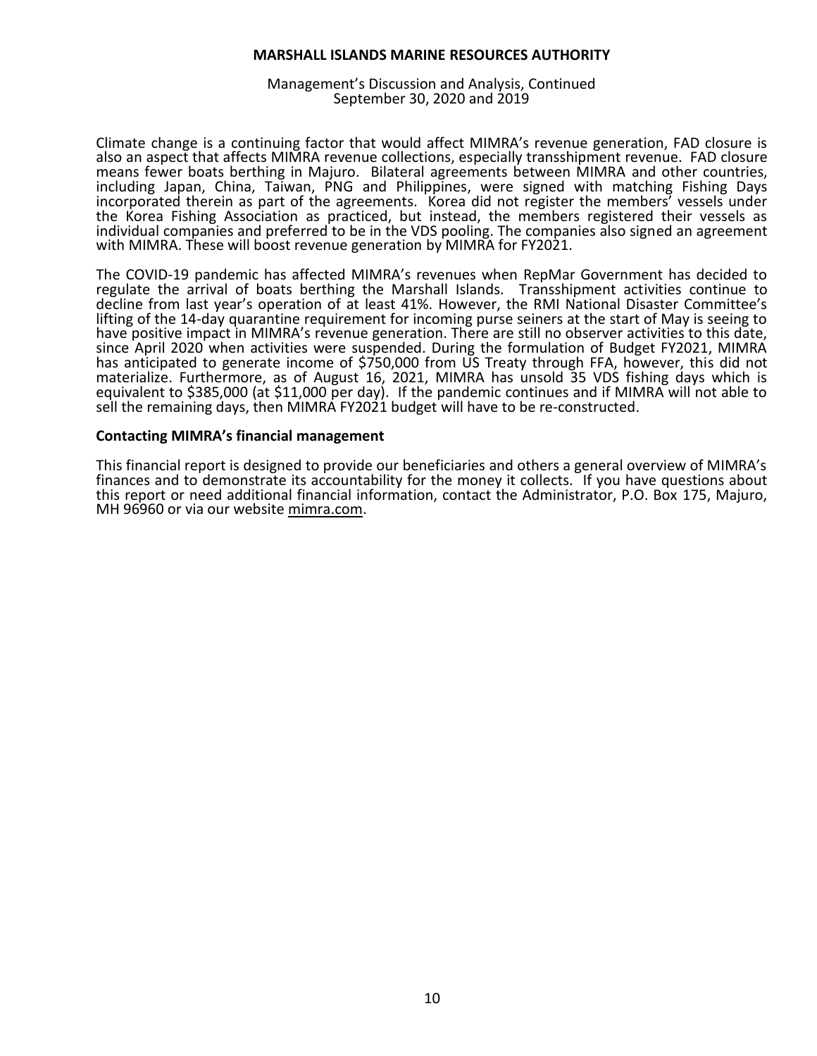Climate change is a continuing factor that would affect MIMRA's revenue generation, FAD closure is also an aspect that affects MIMRA revenue collections, especially transshipment revenue. FAD closure means fewer boats berthing in Majuro. Bilateral agreements between MIMRA and other countries, including Japan, China, Taiwan, PNG and Philippines, were signed with matching Fishing Days incorporated therein as part of the agreements. Korea did not register the members' vessels under the Korea Fishing Association as practiced, but instead, the members registered their vessels as individual companies and preferred to be in the VDS pooling. The companies also signed an agreement with MIMRA. These will boost revenue generation by MIMRA for FY2021.

The COVID-19 pandemic has affected MIMRA's revenues when RepMar Government has decided to regulate the arrival of boats berthing the Marshall Islands. Transshipment activities continue to decline from last year's operation of at least 41%. However, the RMI National Disaster Committee's lifting of the 14-day quarantine requirement for incoming purse seiners at the start of May is seeing to have positive impact in MIMRA's revenue generation. There are still no observer activities to this date, since April 2020 when activities were suspended. During the formulation of Budget FY2021, MIMRA has anticipated to generate income of $750,000 from US Treaty through FFA, however, this did not materialize. Furthermore, as of August 16, 2021, MIMRA has unsold 35 VDS fishing days which is equivalent to $385,000 (at $11,000 per day). If the pandemic continues and if MIMRA will not able to sell the remaining days, then MIMRA FY2021 budget will have to be re-constructed.

## Contacting MIMRA's financial management

This financial report is designed to provide our beneficiaries and others a general overview of MIMRA's finances and to demonstrate its accountability for the money it collects. If you have questions about this report or need additional financial information, contact the Administrator, P.O. Box 175, Majuro, MH 96960 or via our website mimra.com.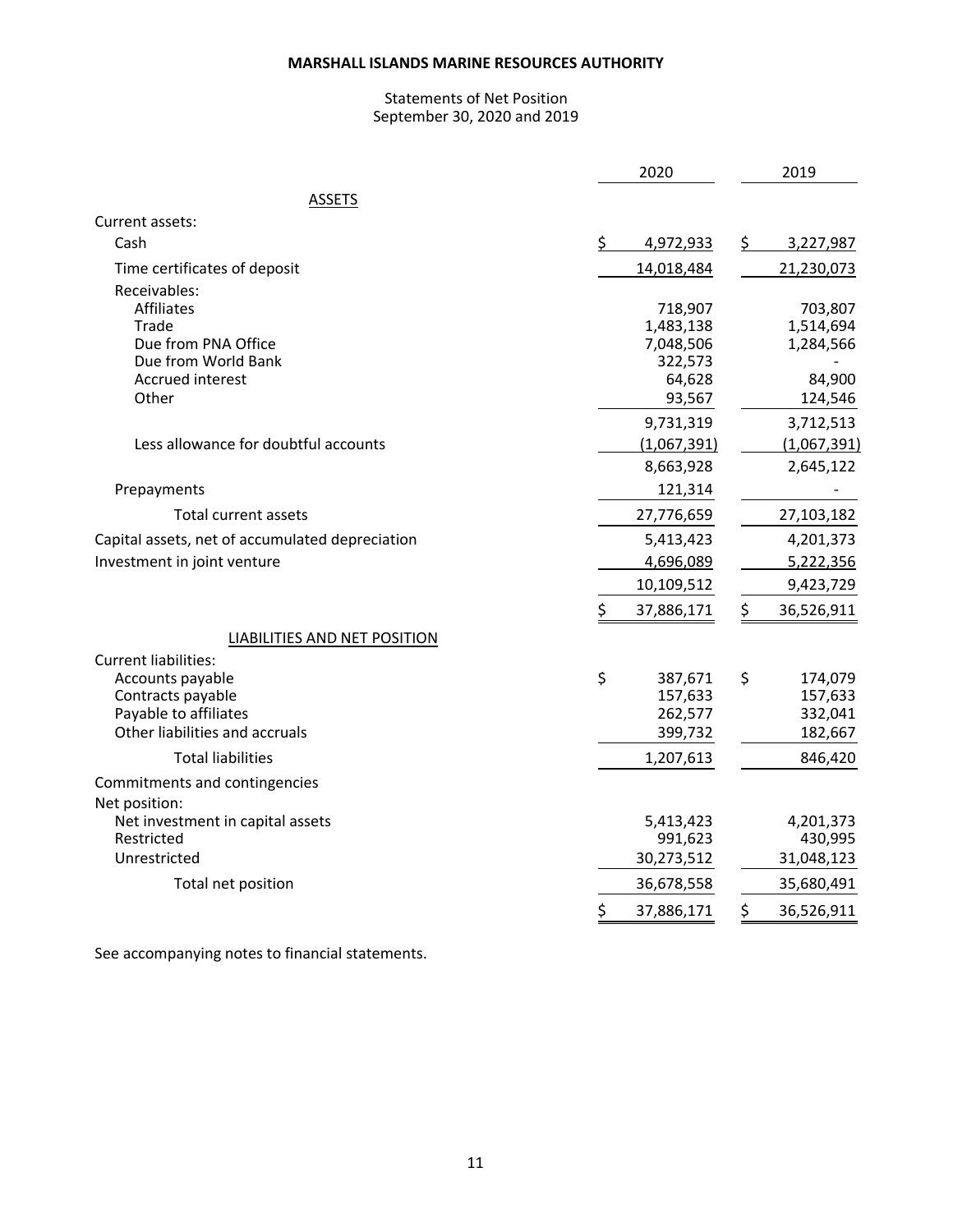**MARSHALL ISLANDS MARINE RESOURCES AUTHORITY**

Statements of Net Position
September 30, 2020 and 2019

| | 2020 | 2019 |
|---|---|---|
| ASSETS | | |
| Current assets: | | |
| Cash | $ 4,972,933 | $ 3,227,987 |
| Time certificates of deposit | 14,018,484 | 21,230,073 |
| Receivables: | | |
| Affiliates | 718,907 | 703,807 |
| Trade | 1,483,138 | 1,514,694 |
| Due from PNA Office | 7,048,506 | 1,284,566 |
| Due from World Bank | 322,573 | - |
| Accrued interest | 64,628 | 84,900 |
| Other | 93,567 | 124,546 |
| | 9,731,319 | 3,712,513 |
| Less allowance for doubtful accounts | (1,067,391) | (1,067,391) |
| | 8,663,928 | 2,645,122 |
| Prepayments | 121,314 | - |
| Total current assets | 27,776,659 | 27,103,182 |
| Capital assets, net of accumulated depreciation | 5,413,423 | 4,201,373 |
| Investment in joint venture | 4,696,089 | 5,222,356 |
| | 10,109,512 | 9,423,729 |
| | $ 37,886,171 | $ 36,526,911 |
| LIABILITIES AND NET POSITION | | |
| Current liabilities: | | |
| Accounts payable | $ 387,671 | $ 174,079 |
| Contracts payable | 157,633 | 157,633 |
| Payable to affiliates | 262,577 | 332,041 |
| Other liabilities and accruals | 399,732 | 182,667 |
| Total liabilities | 1,207,613 | 846,420 |
| Commitments and contingencies | | |
| Net position: | | |
| Net investment in capital assets | 5,413,423 | 4,201,373 |
| Restricted | 991,623 | 430,995 |
| Unrestricted | 30,273,512 | 31,048,123 |
| Total net position | 36,678,558 | 35,680,491 |
| | $ 37,886,171 | $ 36,526,911 |

See accompanying notes to financial statements.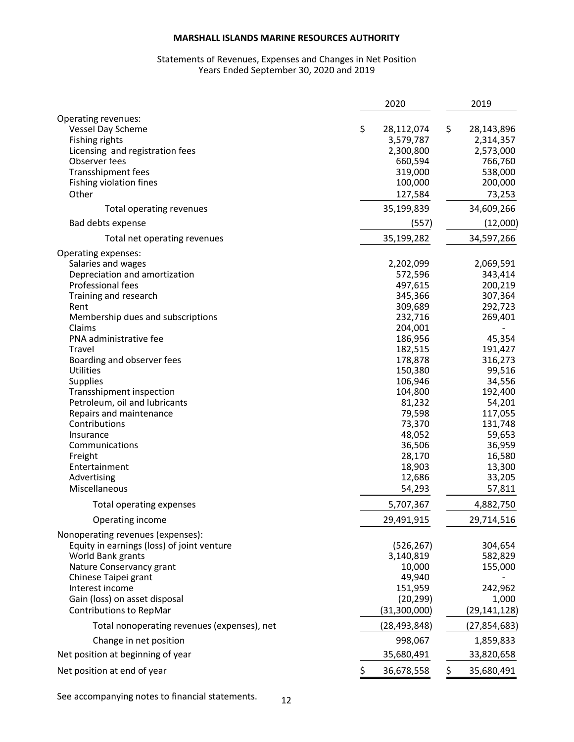# MARSHALL ISLANDS MARINE RESOURCES AUTHORITY

Statements of Revenues, Expenses and Changes in Net Position
Years Ended September 30, 2020 and 2019

| | 2020 | 2019 |
|---|---|---|
| Operating revenues: | | |
| Vessel Day Scheme | $ 28,112,074 | $ 28,143,896 |
| Fishing rights | 3,579,787 | 2,314,357 |
| Licensing and registration fees | 2,300,800 | 2,573,000 |
| Observer fees | 660,594 | 766,760 |
| Transshipment fees | 319,000 | 538,000 |
| Fishing violation fines | 100,000 | 200,000 |
| Other | 127,584 | 73,253 |
| Total operating revenues | 35,199,839 | 34,609,266 |
| Bad debts expense | (557) | (12,000) |
| Total net operating revenues | 35,199,282 | 34,597,266 |
| Operating expenses: | | |
| Salaries and wages | 2,202,099 | 2,069,591 |
| Depreciation and amortization | 572,596 | 343,414 |
| Professional fees | 497,615 | 200,219 |
| Training and research | 345,366 | 307,364 |
| Rent | 309,689 | 292,723 |
| Membership dues and subscriptions | 232,716 | 269,401 |
| Claims | 204,001 | - |
| PNA administrative fee | 186,956 | 45,354 |
| Travel | 182,515 | 191,427 |
| Boarding and observer fees | 178,878 | 316,273 |
| Utilities | 150,380 | 99,516 |
| Supplies | 106,946 | 34,556 |
| Transshipment inspection | 104,800 | 192,400 |
| Petroleum, oil and lubricants | 81,232 | 54,201 |
| Repairs and maintenance | 79,598 | 117,055 |
| Contributions | 73,370 | 131,748 |
| Insurance | 48,052 | 59,653 |
| Communications | 36,506 | 36,959 |
| Freight | 28,170 | 16,580 |
| Entertainment | 18,903 | 13,300 |
| Advertising | 12,686 | 33,205 |
| Miscellaneous | 54,293 | 57,811 |
| Total operating expenses | 5,707,367 | 4,882,750 |
| Operating income | 29,491,915 | 29,714,516 |
| Nonoperating revenues (expenses): | | |
| Equity in earnings (loss) of joint venture | (526,267) | 304,654 |
| World Bank grants | 3,140,819 | 582,829 |
| Nature Conservancy grant | 10,000 | 155,000 |
| Chinese Taipei grant | 49,940 | - |
| Interest income | 151,959 | 242,962 |
| Gain (loss) on asset disposal | (20,299) | 1,000 |
| Contributions to RepMar | (31,300,000) | (29,141,128) |
| Total nonoperating revenues (expenses), net | (28,493,848) | (27,854,683) |
| Change in net position | 998,067 | 1,859,833 |
| Net position at beginning of year | 35,680,491 | 33,820,658 |
| Net position at end of year | $ 36,678,558 | $ 35,680,491 |

See accompanying notes to financial statements.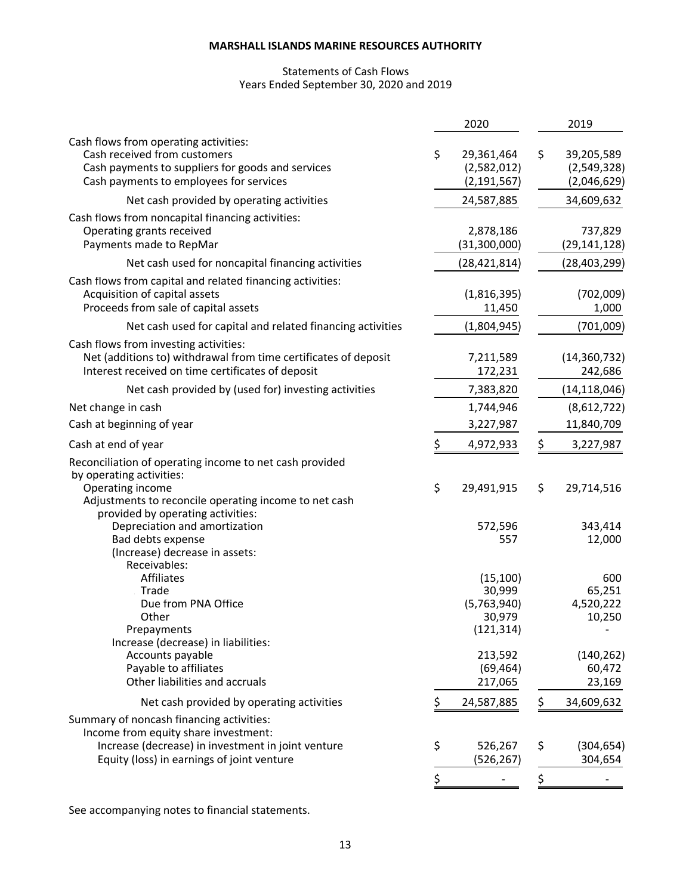**MARSHALL ISLANDS MARINE RESOURCES AUTHORITY**

Statements of Cash Flows
Years Ended September 30, 2020 and 2019

| | 2020 | 2019 |
|---|---|---|
| Cash flows from operating activities: | | |
| Cash received from customers | $ 29,361,464 | $ 39,205,589 |
| Cash payments to suppliers for goods and services | (2,582,012) | (2,549,328) |
| Cash payments to employees for services | (2,191,567) | (2,046,629) |
| Net cash provided by operating activities | 24,587,885 | 34,609,632 |
| Cash flows from noncapital financing activities: | | |
| Operating grants received | 2,878,186 | 737,829 |
| Payments made to RepMar | (31,300,000) | (29,141,128) |
| Net cash used for noncapital financing activities | (28,421,814) | (28,403,299) |
| Cash flows from capital and related financing activities: | | |
| Acquisition of capital assets | (1,816,395) | (702,009) |
| Proceeds from sale of capital assets | 11,450 | 1,000 |
| Net cash used for capital and related financing activities | (1,804,945) | (701,009) |
| Cash flows from investing activities: | | |
| Net (additions to) withdrawal from time certificates of deposit | 7,211,589 | (14,360,732) |
| Interest received on time certificates of deposit | 172,231 | 242,686 |
| Net cash provided by (used for) investing activities | 7,383,820 | (14,118,046) |
| Net change in cash | 1,744,946 | (8,612,722) |
| Cash at beginning of year | 3,227,987 | 11,840,709 |
| Cash at end of year | $ 4,972,933 | $ 3,227,987 |
| Reconciliation of operating income to net cash provided by operating activities: | | |
| Operating income | $ 29,491,915 | $ 29,714,516 |
| Adjustments to reconcile operating income to net cash provided by operating activities: | | |
| Depreciation and amortization | 572,596 | 343,414 |
| Bad debts expense | 557 | 12,000 |
| (Increase) decrease in assets: | | |
| Receivables: | | |
| Affiliates | (15,100) | 600 |
| Trade | 30,999 | 65,251 |
| Due from PNA Office | (5,763,940) | 4,520,222 |
| Other | 30,979 | 10,250 |
| Prepayments | (121,314) | - |
| Increase (decrease) in liabilities: | | |
| Accounts payable | 213,592 | (140,262) |
| Payable to affiliates | (69,464) | 60,472 |
| Other liabilities and accruals | 217,065 | 23,169 |
| Net cash provided by operating activities | $ 24,587,885 | $ 34,609,632 |
| Summary of noncash financing activities: | | |
| Income from equity share investment: | | |
| Increase (decrease) in investment in joint venture | $ 526,267 | $ (304,654) |
| Equity (loss) in earnings of joint venture | (526,267) | 304,654 |
| | $ - | $ - |

See accompanying notes to financial statements.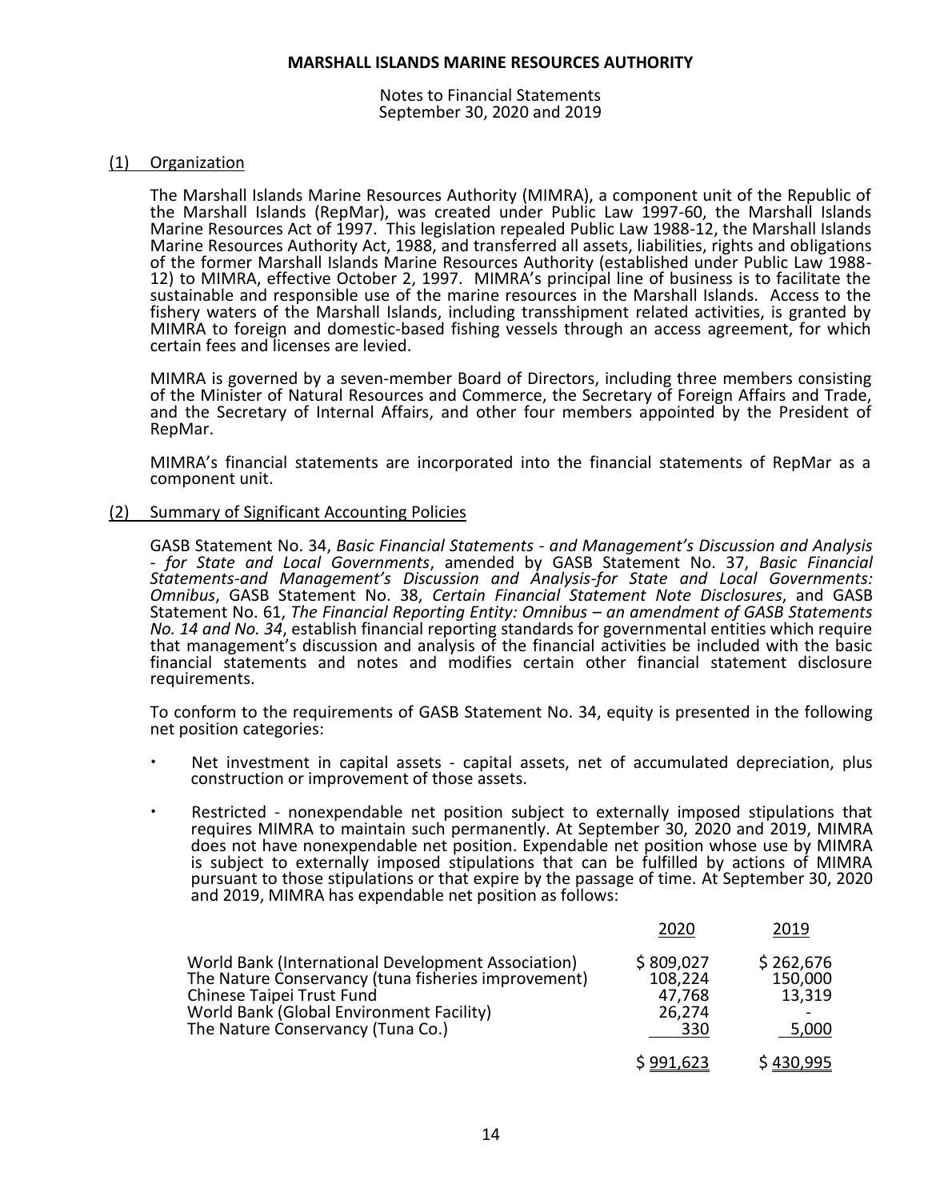**MARSHALL ISLANDS MARINE RESOURCES AUTHORITY**

Notes to Financial Statements
September 30, 2020 and 2019

(1) Organization

The Marshall Islands Marine Resources Authority (MIMRA), a component unit of the Republic of the Marshall Islands (RepMar), was created under Public Law 1997-60, the Marshall Islands Marine Resources Act of 1997. This legislation repealed Public Law 1988-12, the Marshall Islands Marine Resources Authority Act, 1988, and transferred all assets, liabilities, rights and obligations of the former Marshall Islands Marine Resources Authority (established under Public Law 1988-12) to MIMRA, effective October 2, 1997. MIMRA's principal line of business is to facilitate the sustainable and responsible use of the marine resources in the Marshall Islands. Access to the fishery waters of the Marshall Islands, including transshipment related activities, is granted by MIMRA to foreign and domestic-based fishing vessels through an access agreement, for which certain fees and licenses are levied.

MIMRA is governed by a seven-member Board of Directors, including three members consisting of the Minister of Natural Resources and Commerce, the Secretary of Foreign Affairs and Trade, and the Secretary of Internal Affairs, and other four members appointed by the President of RepMar.

MIMRA's financial statements are incorporated into the financial statements of RepMar as a component unit.

(2) Summary of Significant Accounting Policies

GASB Statement No. 34, *Basic Financial Statements - and Management's Discussion and Analysis - for State and Local Governments*, amended by GASB Statement No. 37, *Basic Financial Statements-and Management's Discussion and Analysis-for State and Local Governments: Omnibus*, GASB Statement No. 38, *Certain Financial Statement Note Disclosures*, and GASB Statement No. 61, *The Financial Reporting Entity: Omnibus – an amendment of GASB Statements No. 14 and No. 34*, establish financial reporting standards for governmental entities which require that management's discussion and analysis of the financial activities be included with the basic financial statements and notes and modifies certain other financial statement disclosure requirements.

To conform to the requirements of GASB Statement No. 34, equity is presented in the following net position categories:

- Net investment in capital assets - capital assets, net of accumulated depreciation, plus construction or improvement of those assets.
- Restricted - nonexpendable net position subject to externally imposed stipulations that requires MIMRA to maintain such permanently. At September 30, 2020 and 2019, MIMRA does not have nonexpendable net position. Expendable net position whose use by MIMRA is subject to externally imposed stipulations that can be fulfilled by actions of MIMRA pursuant to those stipulations or that expire by the passage of time. At September 30, 2020 and 2019, MIMRA has expendable net position as follows:

| | 2020 | 2019 |
|---|---|---|
| World Bank (International Development Association) | $ 809,027 | $ 262,676 |
| The Nature Conservancy (tuna fisheries improvement) | 108,224 | 150,000 |
| Chinese Taipei Trust Fund | 47,768 | 13,319 |
| World Bank (Global Environment Facility) | 26,274 | - |
| The Nature Conservancy (Tuna Co.) | 330 | 5,000 |
| | $ 991,623 | $ 430,995 |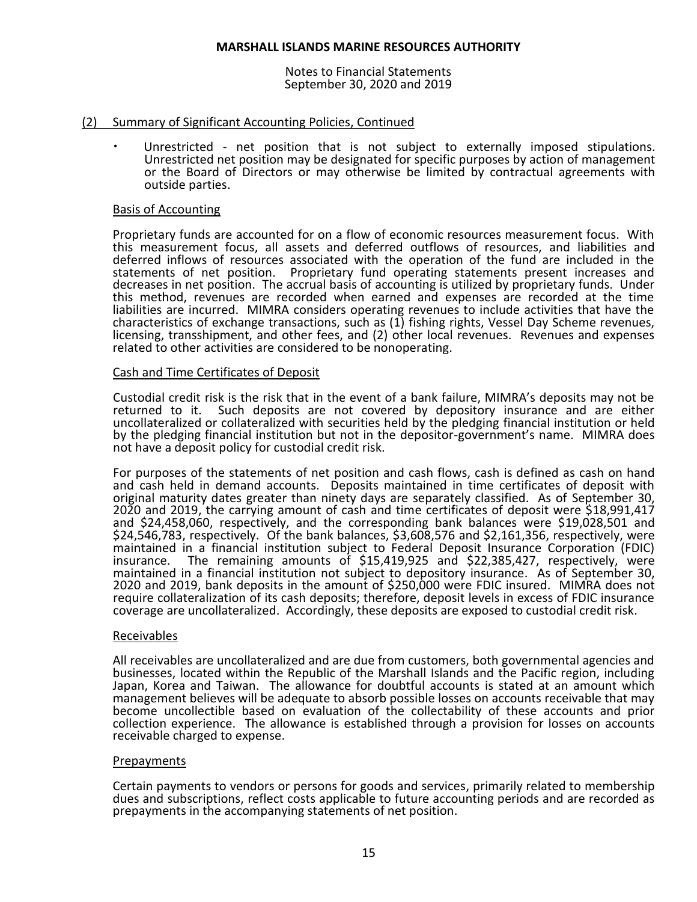## (2) Summary of Significant Accounting Policies, Continued

- Unrestricted - net position that is not subject to externally imposed stipulations. Unrestricted net position may be designated for specific purposes by action of management or the Board of Directors or may otherwise be limited by contractual agreements with outside parties.

### Basis of Accounting

Proprietary funds are accounted for on a flow of economic resources measurement focus. With this measurement focus, all assets and deferred outflows of resources, and liabilities and deferred inflows of resources associated with the operation of the fund are included in the statements of net position. Proprietary fund operating statements present increases and decreases in net position. The accrual basis of accounting is utilized by proprietary funds. Under this method, revenues are recorded when earned and expenses are recorded at the time liabilities are incurred. MIMRA considers operating revenues to include activities that have the characteristics of exchange transactions, such as (1) fishing rights, Vessel Day Scheme revenues, licensing, transshipment, and other fees, and (2) other local revenues. Revenues and expenses related to other activities are considered to be nonoperating.

### Cash and Time Certificates of Deposit

Custodial credit risk is the risk that in the event of a bank failure, MIMRA's deposits may not be returned to it. Such deposits are not covered by depository insurance and are either uncollateralized or collateralized with securities held by the pledging financial institution or held by the pledging financial institution but not in the depositor-government's name. MIMRA does not have a deposit policy for custodial credit risk.

For purposes of the statements of net position and cash flows, cash is defined as cash on hand and cash held in demand accounts. Deposits maintained in time certificates of deposit with original maturity dates greater than ninety days are separately classified. As of September 30, 2020 and 2019, the carrying amount of cash and time certificates of deposit were $18,991,417 and $24,458,060, respectively, and the corresponding bank balances were $19,028,501 and $24,546,783, respectively. Of the bank balances, $3,608,576 and $2,161,356, respectively, were maintained in a financial institution subject to Federal Deposit Insurance Corporation (FDIC) insurance. The remaining amounts of $15,419,925 and $22,385,427, respectively, were maintained in a financial institution not subject to depository insurance. As of September 30, 2020 and 2019, bank deposits in the amount of $250,000 were FDIC insured. MIMRA does not require collateralization of its cash deposits; therefore, deposit levels in excess of FDIC insurance coverage are uncollateralized. Accordingly, these deposits are exposed to custodial credit risk.

### Receivables

All receivables are uncollateralized and are due from customers, both governmental agencies and businesses, located within the Republic of the Marshall Islands and the Pacific region, including Japan, Korea and Taiwan. The allowance for doubtful accounts is stated at an amount which management believes will be adequate to absorb possible losses on accounts receivable that may become uncollectible based on evaluation of the collectability of these accounts and prior collection experience. The allowance is established through a provision for losses on accounts receivable charged to expense.

### Prepayments

Certain payments to vendors or persons for goods and services, primarily related to membership dues and subscriptions, reflect costs applicable to future accounting periods and are recorded as prepayments in the accompanying statements of net position.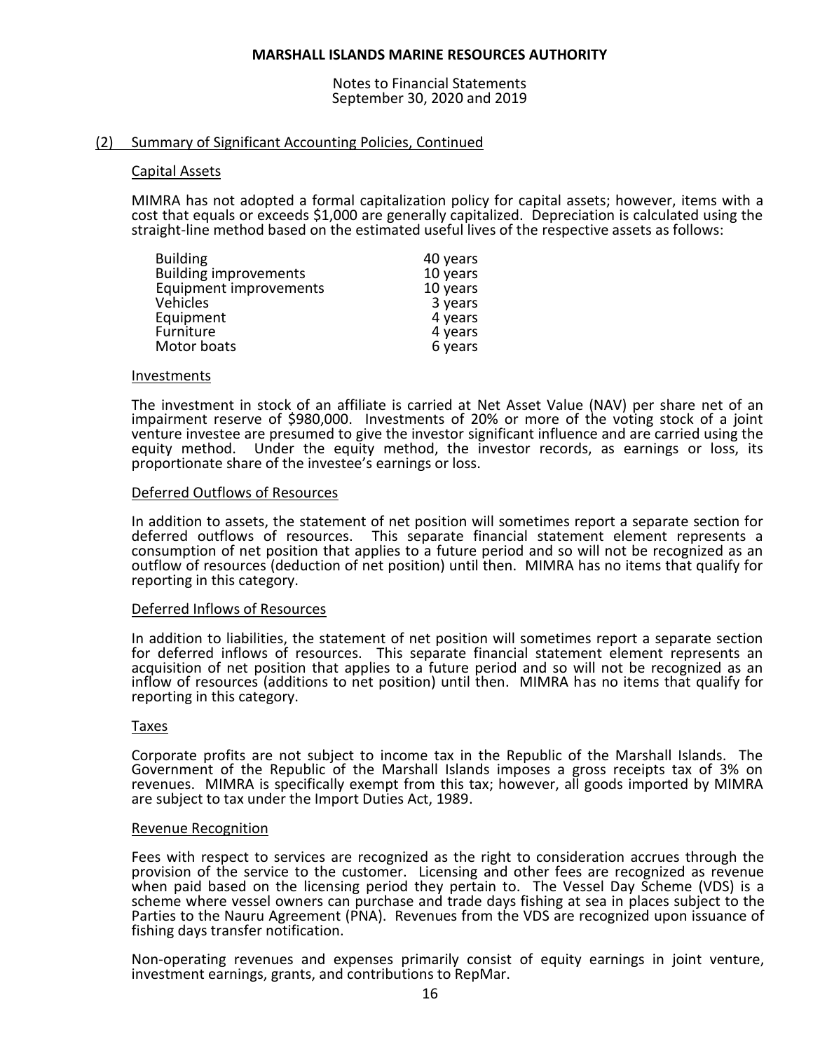## (2) Summary of Significant Accounting Policies, Continued

### Capital Assets

MIMRA has not adopted a formal capitalization policy for capital assets; however, items with a cost that equals or exceeds $1,000 are generally capitalized. Depreciation is calculated using the straight-line method based on the estimated useful lives of the respective assets as follows:

| | |
|---|---|
| Building | 40 years |
| Building improvements | 10 years |
| Equipment improvements | 10 years |
| Vehicles | 3 years |
| Equipment | 4 years |
| Furniture | 4 years |
| Motor boats | 6 years |

### Investments

The investment in stock of an affiliate is carried at Net Asset Value (NAV) per share net of an impairment reserve of $980,000. Investments of 20% or more of the voting stock of a joint venture investee are presumed to give the investor significant influence and are carried using the equity method. Under the equity method, the investor records, as earnings or loss, its proportionate share of the investee's earnings or loss.

### Deferred Outflows of Resources

In addition to assets, the statement of net position will sometimes report a separate section for deferred outflows of resources. This separate financial statement element represents a consumption of net position that applies to a future period and so will not be recognized as an outflow of resources (deduction of net position) until then. MIMRA has no items that qualify for reporting in this category.

### Deferred Inflows of Resources

In addition to liabilities, the statement of net position will sometimes report a separate section for deferred inflows of resources. This separate financial statement element represents an acquisition of net position that applies to a future period and so will not be recognized as an inflow of resources (additions to net position) until then. MIMRA has no items that qualify for reporting in this category.

### Taxes

Corporate profits are not subject to income tax in the Republic of the Marshall Islands. The Government of the Republic of the Marshall Islands imposes a gross receipts tax of 3% on revenues. MIMRA is specifically exempt from this tax; however, all goods imported by MIMRA are subject to tax under the Import Duties Act, 1989.

### Revenue Recognition

Fees with respect to services are recognized as the right to consideration accrues through the provision of the service to the customer. Licensing and other fees are recognized as revenue when paid based on the licensing period they pertain to. The Vessel Day Scheme (VDS) is a scheme where vessel owners can purchase and trade days fishing at sea in places subject to the Parties to the Nauru Agreement (PNA). Revenues from the VDS are recognized upon issuance of fishing days transfer notification.

Non-operating revenues and expenses primarily consist of equity earnings in joint venture, investment earnings, grants, and contributions to RepMar.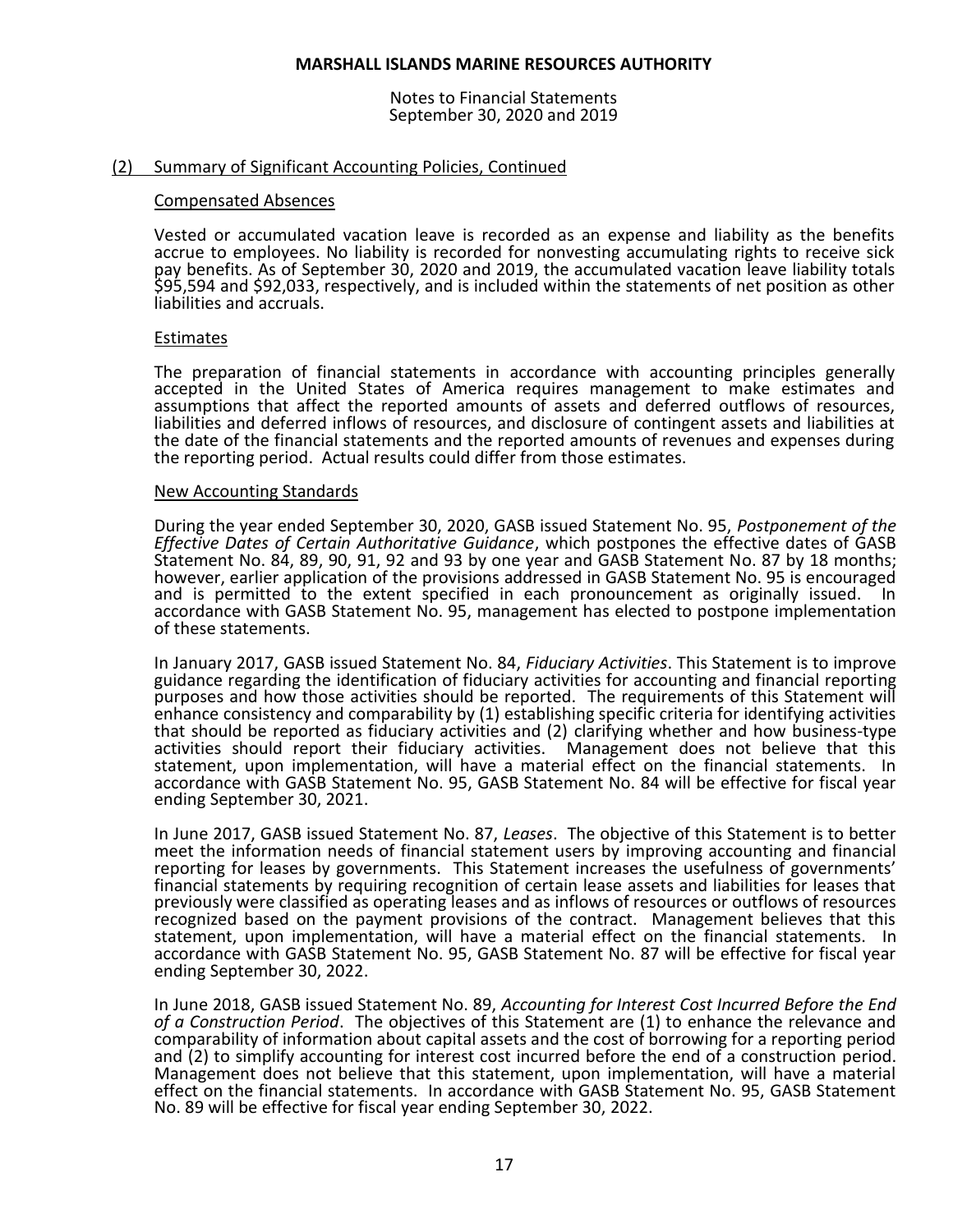(2) Summary of Significant Accounting Policies, Continued

Compensated Absences

Vested or accumulated vacation leave is recorded as an expense and liability as the benefits accrue to employees. No liability is recorded for nonvesting accumulating rights to receive sick pay benefits. As of September 30, 2020 and 2019, the accumulated vacation leave liability totals $95,594 and $92,033, respectively, and is included within the statements of net position as other liabilities and accruals.

Estimates

The preparation of financial statements in accordance with accounting principles generally accepted in the United States of America requires management to make estimates and assumptions that affect the reported amounts of assets and deferred outflows of resources, liabilities and deferred inflows of resources, and disclosure of contingent assets and liabilities at the date of the financial statements and the reported amounts of revenues and expenses during the reporting period. Actual results could differ from those estimates.

New Accounting Standards

During the year ended September 30, 2020, GASB issued Statement No. 95, *Postponement of the Effective Dates of Certain Authoritative Guidance*, which postpones the effective dates of GASB Statement No. 84, 89, 90, 91, 92 and 93 by one year and GASB Statement No. 87 by 18 months; however, earlier application of the provisions addressed in GASB Statement No. 95 is encouraged and is permitted to the extent specified in each pronouncement as originally issued. In accordance with GASB Statement No. 95, management has elected to postpone implementation of these statements.

In January 2017, GASB issued Statement No. 84, *Fiduciary Activities*. This Statement is to improve guidance regarding the identification of fiduciary activities for accounting and financial reporting purposes and how those activities should be reported. The requirements of this Statement will enhance consistency and comparability by (1) establishing specific criteria for identifying activities that should be reported as fiduciary activities and (2) clarifying whether and how business-type activities should report their fiduciary activities. Management does not believe that this statement, upon implementation, will have a material effect on the financial statements. In accordance with GASB Statement No. 95, GASB Statement No. 84 will be effective for fiscal year ending September 30, 2021.

In June 2017, GASB issued Statement No. 87, *Leases*. The objective of this Statement is to better meet the information needs of financial statement users by improving accounting and financial reporting for leases by governments. This Statement increases the usefulness of governments' financial statements by requiring recognition of certain lease assets and liabilities for leases that previously were classified as operating leases and as inflows of resources or outflows of resources recognized based on the payment provisions of the contract. Management believes that this statement, upon implementation, will have a material effect on the financial statements. In accordance with GASB Statement No. 95, GASB Statement No. 87 will be effective for fiscal year ending September 30, 2022.

In June 2018, GASB issued Statement No. 89, *Accounting for Interest Cost Incurred Before the End of a Construction Period*. The objectives of this Statement are (1) to enhance the relevance and comparability of information about capital assets and the cost of borrowing for a reporting period and (2) to simplify accounting for interest cost incurred before the end of a construction period. Management does not believe that this statement, upon implementation, will have a material effect on the financial statements. In accordance with GASB Statement No. 95, GASB Statement No. 89 will be effective for fiscal year ending September 30, 2022.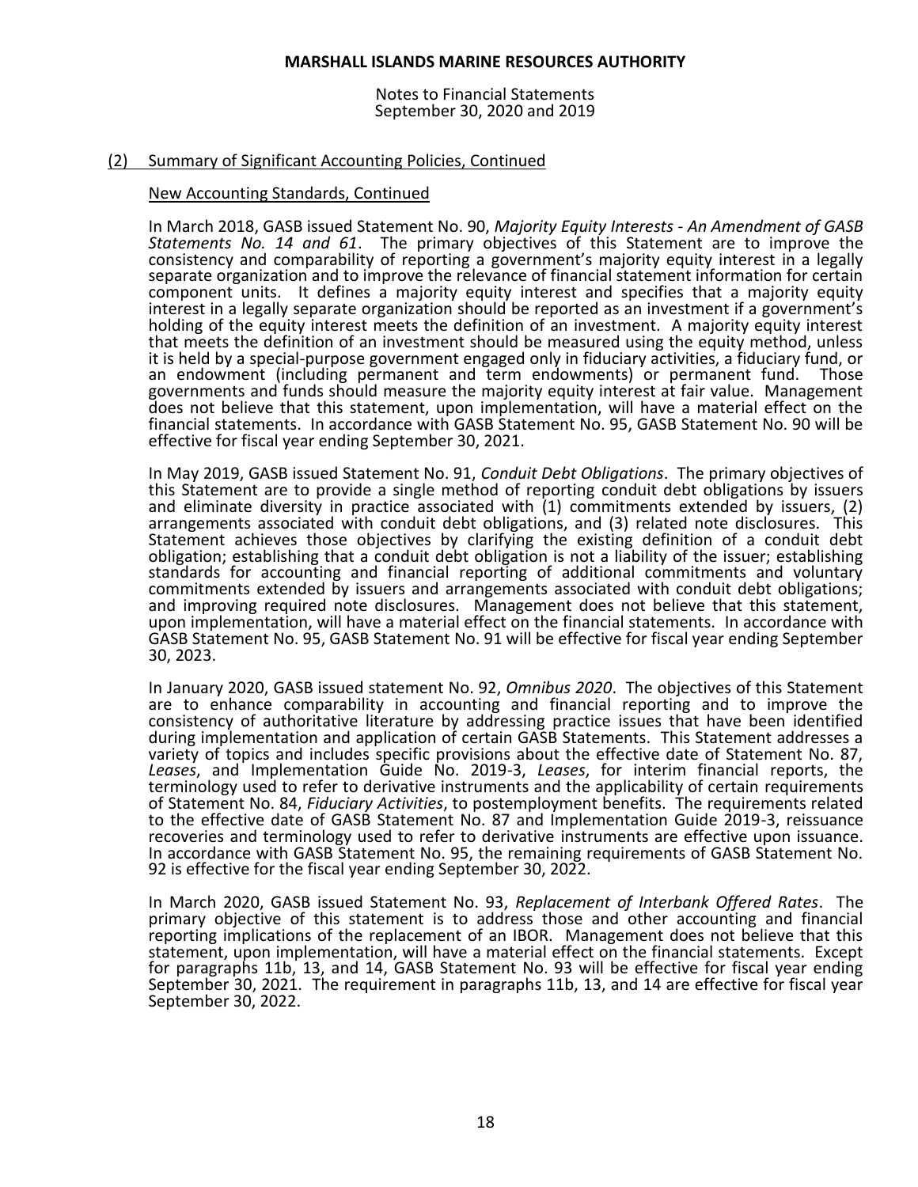## (2) Summary of Significant Accounting Policies, Continued

### New Accounting Standards, Continued

In March 2018, GASB issued Statement No. 90, *Majority Equity Interests - An Amendment of GASB Statements No. 14 and 61*. The primary objectives of this Statement are to improve the consistency and comparability of reporting a government's majority equity interest in a legally separate organization and to improve the relevance of financial statement information for certain component units. It defines a majority equity interest and specifies that a majority equity interest in a legally separate organization should be reported as an investment if a government's holding of the equity interest meets the definition of an investment. A majority equity interest that meets the definition of an investment should be measured using the equity method, unless it is held by a special-purpose government engaged only in fiduciary activities, a fiduciary fund, or an endowment (including permanent and term endowments) or permanent fund. Those governments and funds should measure the majority equity interest at fair value. Management does not believe that this statement, upon implementation, will have a material effect on the financial statements. In accordance with GASB Statement No. 95, GASB Statement No. 90 will be effective for fiscal year ending September 30, 2021.

In May 2019, GASB issued Statement No. 91, *Conduit Debt Obligations*. The primary objectives of this Statement are to provide a single method of reporting conduit debt obligations by issuers and eliminate diversity in practice associated with (1) commitments extended by issuers, (2) arrangements associated with conduit debt obligations, and (3) related note disclosures. This Statement achieves those objectives by clarifying the existing definition of a conduit debt obligation; establishing that a conduit debt obligation is not a liability of the issuer; establishing standards for accounting and financial reporting of additional commitments and voluntary commitments extended by issuers and arrangements associated with conduit debt obligations; and improving required note disclosures. Management does not believe that this statement, upon implementation, will have a material effect on the financial statements. In accordance with GASB Statement No. 95, GASB Statement No. 91 will be effective for fiscal year ending September 30, 2023.

In January 2020, GASB issued statement No. 92, *Omnibus 2020*. The objectives of this Statement are to enhance comparability in accounting and financial reporting and to improve the consistency of authoritative literature by addressing practice issues that have been identified during implementation and application of certain GASB Statements. This Statement addresses a variety of topics and includes specific provisions about the effective date of Statement No. 87, *Leases*, and Implementation Guide No. 2019-3, *Leases*, for interim financial reports, the terminology used to refer to derivative instruments and the applicability of certain requirements of Statement No. 84, *Fiduciary Activities*, to postemployment benefits. The requirements related to the effective date of GASB Statement No. 87 and Implementation Guide 2019-3, reissuance recoveries and terminology used to refer to derivative instruments are effective upon issuance. In accordance with GASB Statement No. 95, the remaining requirements of GASB Statement No. 92 is effective for the fiscal year ending September 30, 2022.

In March 2020, GASB issued Statement No. 93, *Replacement of Interbank Offered Rates*. The primary objective of this statement is to address those and other accounting and financial reporting implications of the replacement of an IBOR. Management does not believe that this statement, upon implementation, will have a material effect on the financial statements. Except for paragraphs 11b, 13, and 14, GASB Statement No. 93 will be effective for fiscal year ending September 30, 2021. The requirement in paragraphs 11b, 13, and 14 are effective for fiscal year September 30, 2022.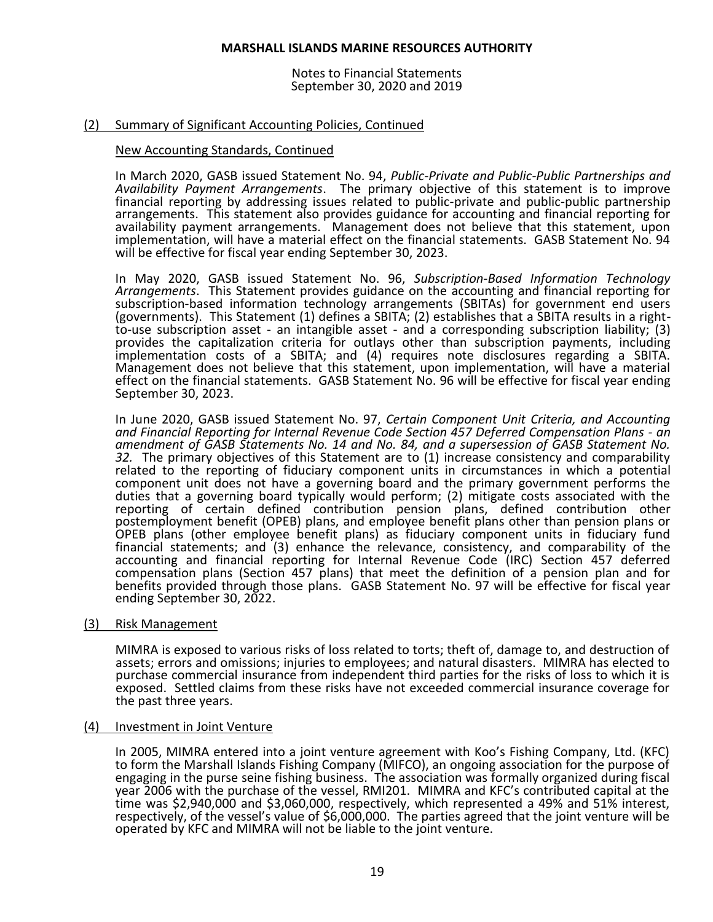## (2) Summary of Significant Accounting Policies, Continued

### New Accounting Standards, Continued

In March 2020, GASB issued Statement No. 94, *Public-Private and Public-Public Partnerships and Availability Payment Arrangements*. The primary objective of this statement is to improve financial reporting by addressing issues related to public-private and public-public partnership arrangements. This statement also provides guidance for accounting and financial reporting for availability payment arrangements. Management does not believe that this statement, upon implementation, will have a material effect on the financial statements. GASB Statement No. 94 will be effective for fiscal year ending September 30, 2023.

In May 2020, GASB issued Statement No. 96, *Subscription-Based Information Technology Arrangements*. This Statement provides guidance on the accounting and financial reporting for subscription-based information technology arrangements (SBITAs) for government end users (governments). This Statement (1) defines a SBITA; (2) establishes that a SBITA results in a right-to-use subscription asset - an intangible asset - and a corresponding subscription liability; (3) provides the capitalization criteria for outlays other than subscription payments, including implementation costs of a SBITA; and (4) requires note disclosures regarding a SBITA. Management does not believe that this statement, upon implementation, will have a material effect on the financial statements. GASB Statement No. 96 will be effective for fiscal year ending September 30, 2023.

In June 2020, GASB issued Statement No. 97, *Certain Component Unit Criteria, and Accounting and Financial Reporting for Internal Revenue Code Section 457 Deferred Compensation Plans - an amendment of GASB Statements No. 14 and No. 84, and a supersession of GASB Statement No. 32.* The primary objectives of this Statement are to (1) increase consistency and comparability related to the reporting of fiduciary component units in circumstances in which a potential component unit does not have a governing board and the primary government performs the duties that a governing board typically would perform; (2) mitigate costs associated with the reporting of certain defined contribution pension plans, defined contribution other postemployment benefit (OPEB) plans, and employee benefit plans other than pension plans or OPEB plans (other employee benefit plans) as fiduciary component units in fiduciary fund financial statements; and (3) enhance the relevance, consistency, and comparability of the accounting and financial reporting for Internal Revenue Code (IRC) Section 457 deferred compensation plans (Section 457 plans) that meet the definition of a pension plan and for benefits provided through those plans. GASB Statement No. 97 will be effective for fiscal year ending September 30, 2022.

## (3) Risk Management

MIMRA is exposed to various risks of loss related to torts; theft of, damage to, and destruction of assets; errors and omissions; injuries to employees; and natural disasters. MIMRA has elected to purchase commercial insurance from independent third parties for the risks of loss to which it is exposed. Settled claims from these risks have not exceeded commercial insurance coverage for the past three years.

## (4) Investment in Joint Venture

In 2005, MIMRA entered into a joint venture agreement with Koo's Fishing Company, Ltd. (KFC) to form the Marshall Islands Fishing Company (MIFCO), an ongoing association for the purpose of engaging in the purse seine fishing business. The association was formally organized during fiscal year 2006 with the purchase of the vessel, RMI201. MIMRA and KFC's contributed capital at the time was $2,940,000 and $3,060,000, respectively, which represented a 49% and 51% interest, respectively, of the vessel's value of $6,000,000. The parties agreed that the joint venture will be operated by KFC and MIMRA will not be liable to the joint venture.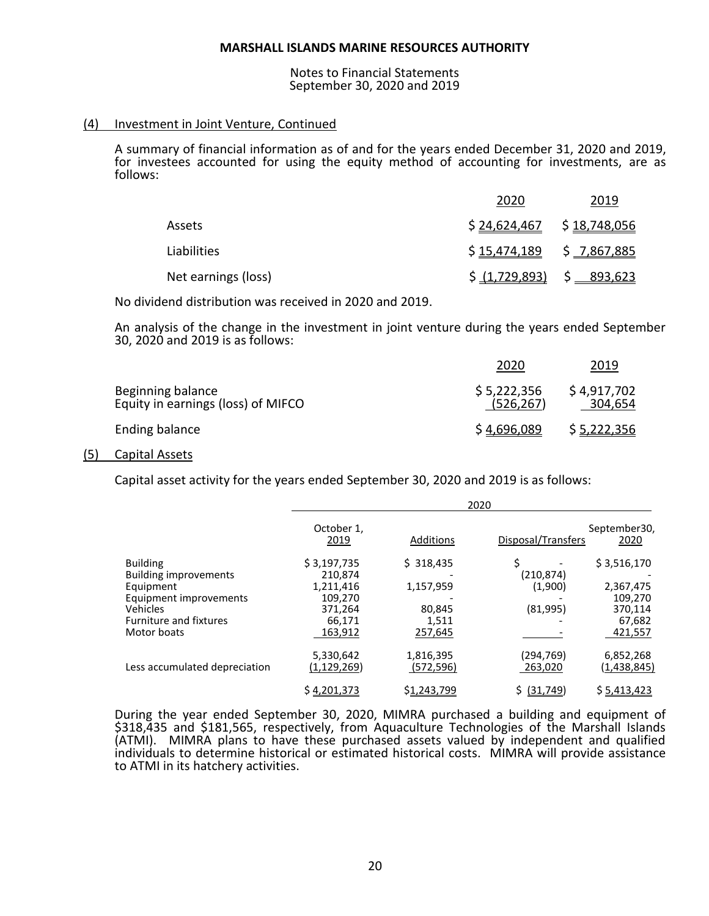**MARSHALL ISLANDS MARINE RESOURCES AUTHORITY**

Notes to Financial Statements
September 30, 2020 and 2019

## (4) Investment in Joint Venture, Continued

A summary of financial information as of and for the years ended December 31, 2020 and 2019, for investees accounted for using the equity method of accounting for investments, are as follows:

| | 2020 | 2019 |
|---|---|---|
| Assets | $ 24,624,467 | $ 18,748,056 |
| Liabilities | $ 15,474,189 | $ 7,867,885 |
| Net earnings (loss) | $ (1,729,893) | $ 893,623 |

No dividend distribution was received in 2020 and 2019.

An analysis of the change in the investment in joint venture during the years ended September 30, 2020 and 2019 is as follows:

| | 2020 | 2019 |
|---|---|---|
| Beginning balance | $ 5,222,356 | $ 4,917,702 |
| Equity in earnings (loss) of MIFCO | (526,267) | 304,654 |
| Ending balance | $ 4,696,089 | $ 5,222,356 |

## (5) Capital Assets

Capital asset activity for the years ended September 30, 2020 and 2019 is as follows:

| | 2020 | | | |
|---|---|---|---|---|
| | October 1, 2019 | Additions | Disposal/Transfers | September30, 2020 |
| Building | $ 3,197,735 | $ 318,435 | $ - | $ 3,516,170 |
| Building improvements | 210,874 | - | (210,874) | - |
| Equipment | 1,211,416 | 1,157,959 | (1,900) | 2,367,475 |
| Equipment improvements | 109,270 | - | - | 109,270 |
| Vehicles | 371,264 | 80,845 | (81,995) | 370,114 |
| Furniture and fixtures | 66,171 | 1,511 | - | 67,682 |
| Motor boats | 163,912 | 257,645 | - | 421,557 |
| | 5,330,642 | 1,816,395 | (294,769) | 6,852,268 |
| Less accumulated depreciation | (1,129,269) | (572,596) | 263,020 | (1,438,845) |
| | $ 4,201,373 | $1,243,799 | $ (31,749) | $ 5,413,423 |

During the year ended September 30, 2020, MIMRA purchased a building and equipment of $318,435 and $181,565, respectively, from Aquaculture Technologies of the Marshall Islands (ATMI). MIMRA plans to have these purchased assets valued by independent and qualified individuals to determine historical or estimated historical costs. MIMRA will provide assistance to ATMI in its hatchery activities.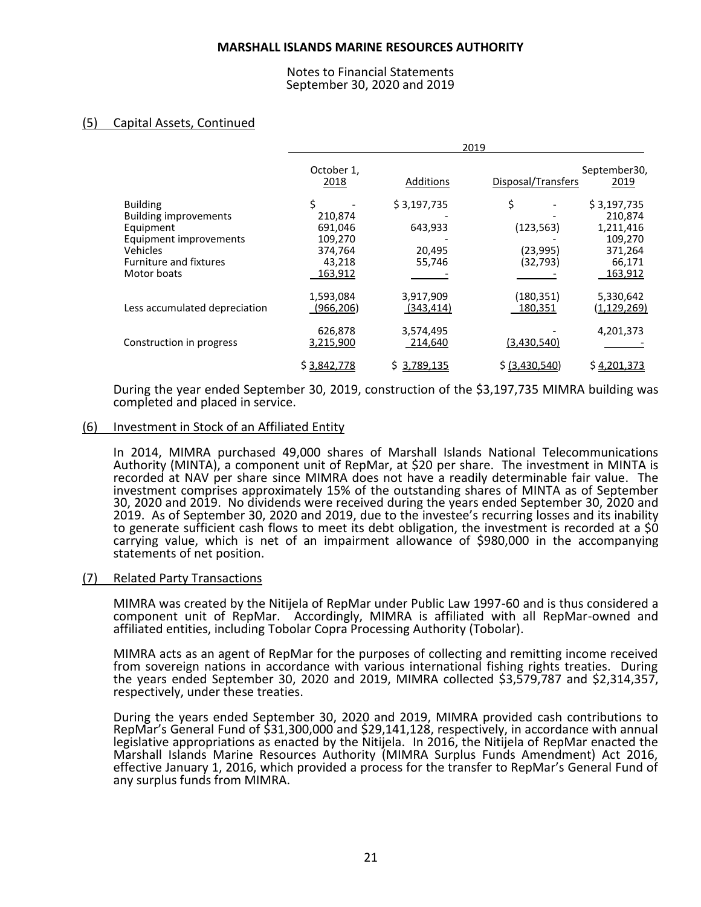### (5) Capital Assets, Continued

| | 2019 | | | |
|---|---|---|---|---|
| | October 1, 2018 | Additions | Disposal/Transfers | September30, 2019 |
| Building | $ - | $ 3,197,735 | $ - | $ 3,197,735 |
| Building improvements | 210,874 | - | - | 210,874 |
| Equipment | 691,046 | 643,933 | (123,563) | 1,211,416 |
| Equipment improvements | 109,270 | - | - | 109,270 |
| Vehicles | 374,764 | 20,495 | (23,995) | 371,264 |
| Furniture and fixtures | 43,218 | 55,746 | (32,793) | 66,171 |
| Motor boats | 163,912 | - | - | 163,912 |
| | 1,593,084 | 3,917,909 | (180,351) | 5,330,642 |
| Less accumulated depreciation | (966,206) | (343,414) | 180,351 | (1,129,269) |
| | 626,878 | 3,574,495 | - | 4,201,373 |
| Construction in progress | 3,215,900 | 214,640 | (3,430,540) | - |
| | $ 3,842,778 | $ 3,789,135 | $ (3,430,540) | $ 4,201,373 |

During the year ended September 30, 2019, construction of the $3,197,735 MIMRA building was completed and placed in service.

### (6) Investment in Stock of an Affiliated Entity

In 2014, MIMRA purchased 49,000 shares of Marshall Islands National Telecommunications Authority (MINTA), a component unit of RepMar, at $20 per share. The investment in MINTA is recorded at NAV per share since MIMRA does not have a readily determinable fair value. The investment comprises approximately 15% of the outstanding shares of MINTA as of September 30, 2020 and 2019. No dividends were received during the years ended September 30, 2020 and 2019. As of September 30, 2020 and 2019, due to the investee's recurring losses and its inability to generate sufficient cash flows to meet its debt obligation, the investment is recorded at a $0 carrying value, which is net of an impairment allowance of $980,000 in the accompanying statements of net position.

### (7) Related Party Transactions

MIMRA was created by the Nitijela of RepMar under Public Law 1997-60 and is thus considered a component unit of RepMar. Accordingly, MIMRA is affiliated with all RepMar-owned and affiliated entities, including Tobolar Copra Processing Authority (Tobolar).

MIMRA acts as an agent of RepMar for the purposes of collecting and remitting income received from sovereign nations in accordance with various international fishing rights treaties. During the years ended September 30, 2020 and 2019, MIMRA collected $3,579,787 and $2,314,357, respectively, under these treaties.

During the years ended September 30, 2020 and 2019, MIMRA provided cash contributions to RepMar's General Fund of $31,300,000 and $29,141,128, respectively, in accordance with annual legislative appropriations as enacted by the Nitijela. In 2016, the Nitijela of RepMar enacted the Marshall Islands Marine Resources Authority (MIMRA Surplus Funds Amendment) Act 2016, effective January 1, 2016, which provided a process for the transfer to RepMar's General Fund of any surplus funds from MIMRA.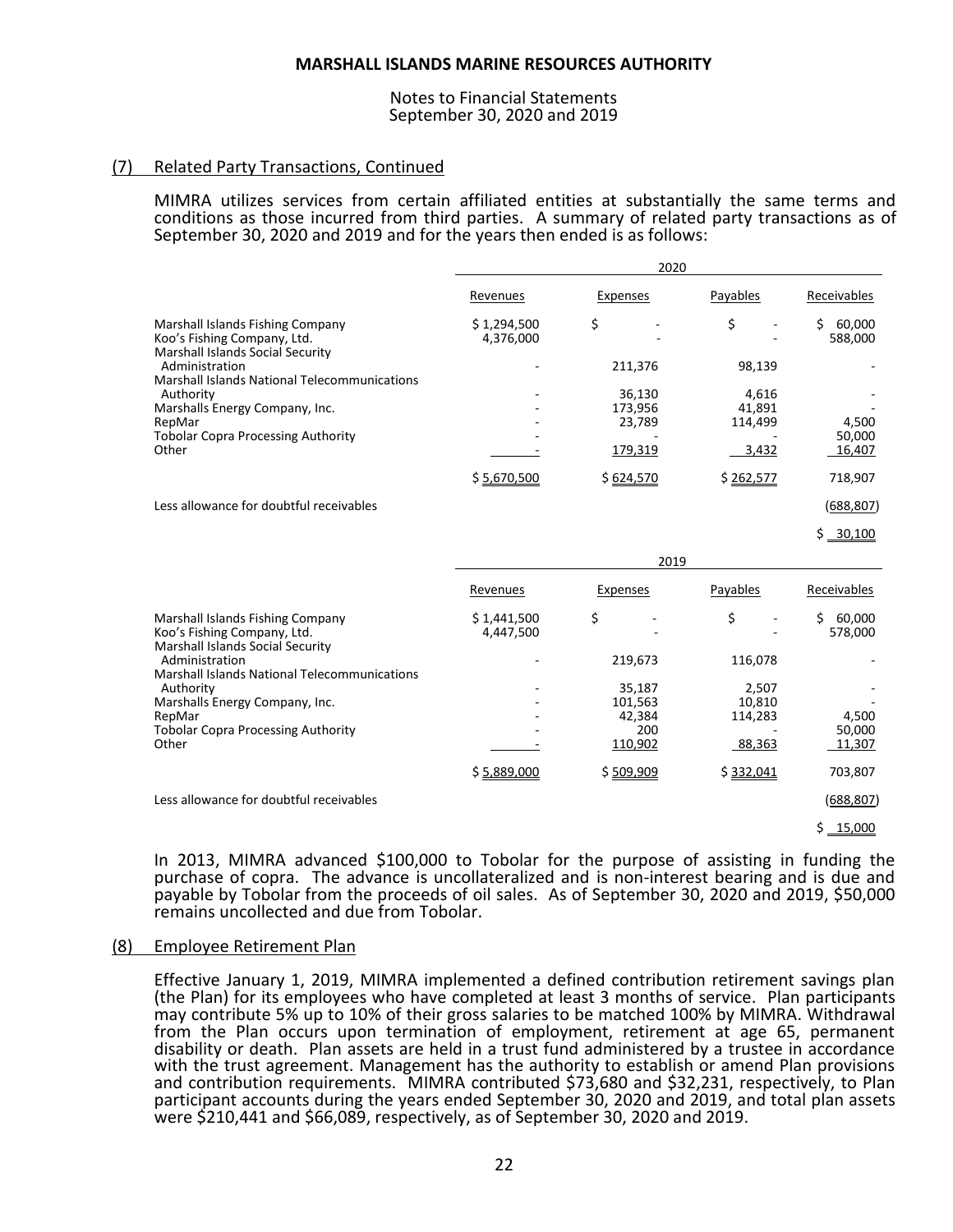## (7) Related Party Transactions, Continued

MIMRA utilizes services from certain affiliated entities at substantially the same terms and conditions as those incurred from third parties. A summary of related party transactions as of September 30, 2020 and 2019 and for the years then ended is as follows:

| | 2020 | | | |
|---|---|---|---|---|
| | Revenues | Expenses | Payables | Receivables |
| Marshall Islands Fishing Company | $ 1,294,500 | $ - | $ - | $ 60,000 |
| Koo's Fishing Company, Ltd. | 4,376,000 | - | - | 588,000 |
| Marshall Islands Social Security Administration | - | 211,376 | 98,139 | - |
| Marshall Islands National Telecommunications Authority | - | 36,130 | 4,616 | - |
| Marshalls Energy Company, Inc. | - | 173,956 | 41,891 | - |
| RepMar | - | 23,789 | 114,499 | 4,500 |
| Tobolar Copra Processing Authority | - | - | - | 50,000 |
| Other | - | 179,319 | 3,432 | 16,407 |
| | $ 5,670,500 | $ 624,570 | $ 262,577 | 718,907 |
| Less allowance for doubtful receivables | | | | (688,807) |
| | | | | $ 30,100 |

| | 2019 | | | |
|---|---|---|---|---|
| | Revenues | Expenses | Payables | Receivables |
| Marshall Islands Fishing Company | $ 1,441,500 | $ - | $ - | $ 60,000 |
| Koo's Fishing Company, Ltd. | 4,447,500 | - | - | 578,000 |
| Marshall Islands Social Security Administration | - | 219,673 | 116,078 | - |
| Marshall Islands National Telecommunications Authority | - | 35,187 | 2,507 | - |
| Marshalls Energy Company, Inc. | - | 101,563 | 10,810 | - |
| RepMar | - | 42,384 | 114,283 | 4,500 |
| Tobolar Copra Processing Authority | - | 200 | - | 50,000 |
| Other | - | 110,902 | 88,363 | 11,307 |
| | $ 5,889,000 | $ 509,909 | $ 332,041 | 703,807 |
| Less allowance for doubtful receivables | | | | (688,807) |
| | | | | $ 15,000 |

In 2013, MIMRA advanced $100,000 to Tobolar for the purpose of assisting in funding the purchase of copra. The advance is uncollateralized and is non-interest bearing and is due and payable by Tobolar from the proceeds of oil sales. As of September 30, 2020 and 2019, $50,000 remains uncollected and due from Tobolar.

## (8) Employee Retirement Plan

Effective January 1, 2019, MIMRA implemented a defined contribution retirement savings plan (the Plan) for its employees who have completed at least 3 months of service. Plan participants may contribute 5% up to 10% of their gross salaries to be matched 100% by MIMRA. Withdrawal from the Plan occurs upon termination of employment, retirement at age 65, permanent disability or death. Plan assets are held in a trust fund administered by a trustee in accordance with the trust agreement. Management has the authority to establish or amend Plan provisions and contribution requirements. MIMRA contributed $73,680 and $32,231, respectively, to Plan participant accounts during the years ended September 30, 2020 and 2019, and total plan assets were $210,441 and $66,089, respectively, as of September 30, 2020 and 2019.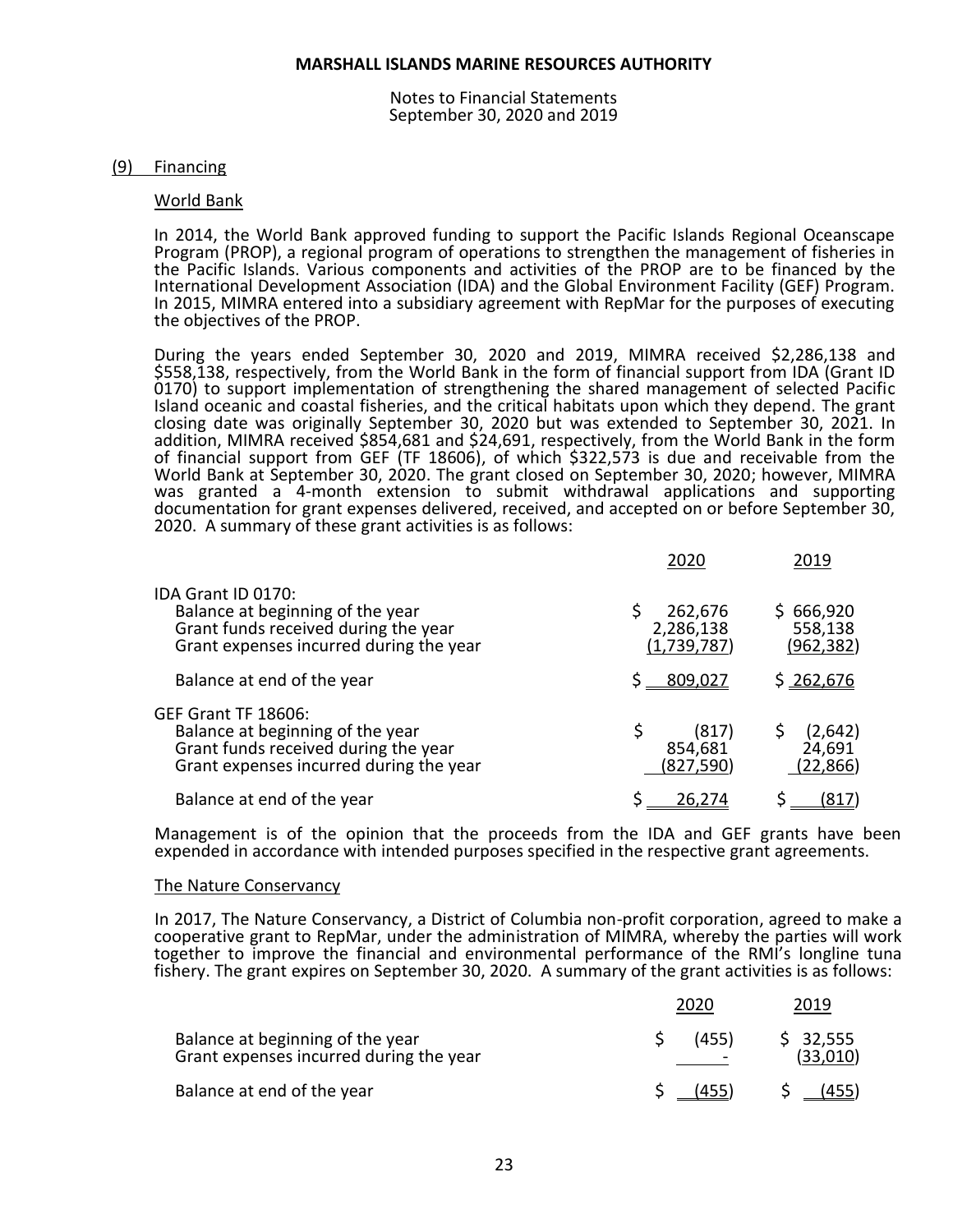## (9) Financing

### World Bank

In 2014, the World Bank approved funding to support the Pacific Islands Regional Oceanscape Program (PROP), a regional program of operations to strengthen the management of fisheries in the Pacific Islands. Various components and activities of the PROP are to be financed by the International Development Association (IDA) and the Global Environment Facility (GEF) Program. In 2015, MIMRA entered into a subsidiary agreement with RepMar for the purposes of executing the objectives of the PROP.

During the years ended September 30, 2020 and 2019, MIMRA received $2,286,138 and $558,138, respectively, from the World Bank in the form of financial support from IDA (Grant ID 0170) to support implementation of strengthening the shared management of selected Pacific Island oceanic and coastal fisheries, and the critical habitats upon which they depend. The grant closing date was originally September 30, 2020 but was extended to September 30, 2021. In addition, MIMRA received $854,681 and $24,691, respectively, from the World Bank in the form of financial support from GEF (TF 18606), of which $322,573 is due and receivable from the World Bank at September 30, 2020. The grant closed on September 30, 2020; however, MIMRA was granted a 4-month extension to submit withdrawal applications and supporting documentation for grant expenses delivered, received, and accepted on or before September 30, 2020. A summary of these grant activities is as follows:

| | 2020 | 2019 |
|---|---|---|
| IDA Grant ID 0170: | | |
| Balance at beginning of the year | $ 262,676 | $ 666,920 |
| Grant funds received during the year | 2,286,138 | 558,138 |
| Grant expenses incurred during the year | (1,739,787) | (962,382) |
| Balance at end of the year | $ 809,027 | $ 262,676 |
| GEF Grant TF 18606: | | |
| Balance at beginning of the year | $ (817) | $ (2,642) |
| Grant funds received during the year | 854,681 | 24,691 |
| Grant expenses incurred during the year | (827,590) | (22,866) |
| Balance at end of the year | $ 26,274 | $ (817) |

Management is of the opinion that the proceeds from the IDA and GEF grants have been expended in accordance with intended purposes specified in the respective grant agreements.

### The Nature Conservancy

In 2017, The Nature Conservancy, a District of Columbia non-profit corporation, agreed to make a cooperative grant to RepMar, under the administration of MIMRA, whereby the parties will work together to improve the financial and environmental performance of the RMI's longline tuna fishery. The grant expires on September 30, 2020. A summary of the grant activities is as follows:

| | 2020 | 2019 |
|---|---|---|
| Balance at beginning of the year | $ (455) | $ 32,555 |
| Grant expenses incurred during the year | - | (33,010) |
| Balance at end of the year | $ (455) | $ (455) |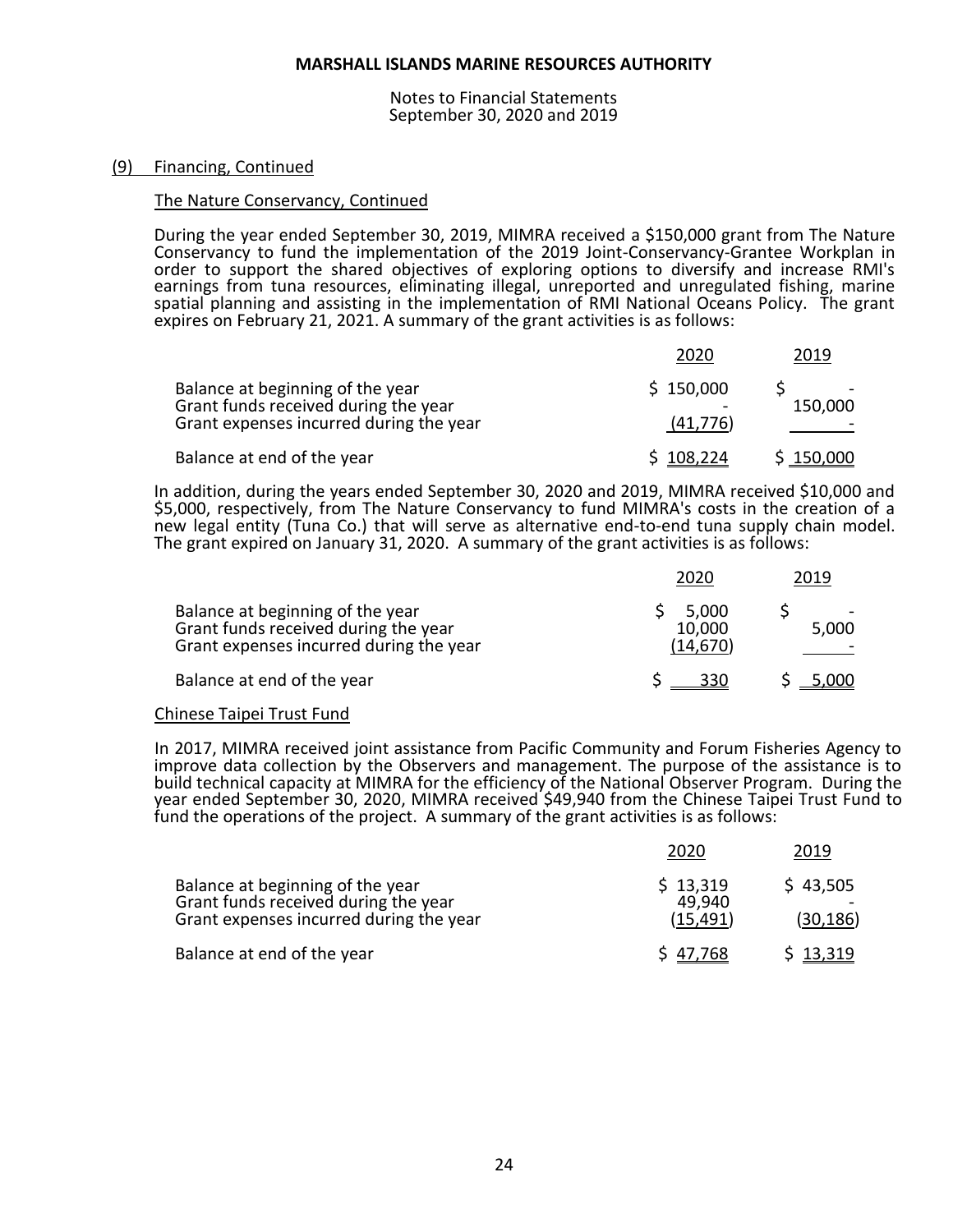## (9) Financing, Continued

### The Nature Conservancy, Continued

During the year ended September 30, 2019, MIMRA received a $150,000 grant from The Nature Conservancy to fund the implementation of the 2019 Joint-Conservancy-Grantee Workplan in order to support the shared objectives of exploring options to diversify and increase RMI's earnings from tuna resources, eliminating illegal, unreported and unregulated fishing, marine spatial planning and assisting in the implementation of RMI National Oceans Policy. The grant expires on February 21, 2021. A summary of the grant activities is as follows:

| | 2020 | 2019 |
|---|---|---|
| Balance at beginning of the year | $ 150,000 | $ - |
| Grant funds received during the year | - | 150,000 |
| Grant expenses incurred during the year | (41,776) | - |
| Balance at end of the year | $ 108,224 | $ 150,000 |

In addition, during the years ended September 30, 2020 and 2019, MIMRA received $10,000 and $5,000, respectively, from The Nature Conservancy to fund MIMRA's costs in the creation of a new legal entity (Tuna Co.) that will serve as alternative end-to-end tuna supply chain model. The grant expired on January 31, 2020. A summary of the grant activities is as follows:

| | 2020 | 2019 |
|---|---|---|
| Balance at beginning of the year | $ 5,000 | $ - |
| Grant funds received during the year | 10,000 | 5,000 |
| Grant expenses incurred during the year | (14,670) | - |
| Balance at end of the year | $ 330 | $ 5,000 |

### Chinese Taipei Trust Fund

In 2017, MIMRA received joint assistance from Pacific Community and Forum Fisheries Agency to improve data collection by the Observers and management. The purpose of the assistance is to build technical capacity at MIMRA for the efficiency of the National Observer Program. During the year ended September 30, 2020, MIMRA received $49,940 from the Chinese Taipei Trust Fund to fund the operations of the project. A summary of the grant activities is as follows:

| | 2020 | 2019 |
|---|---|---|
| Balance at beginning of the year | $ 13,319 | $ 43,505 |
| Grant funds received during the year | 49,940 | - |
| Grant expenses incurred during the year | (15,491) | (30,186) |
| Balance at end of the year | $ 47,768 | $ 13,319 |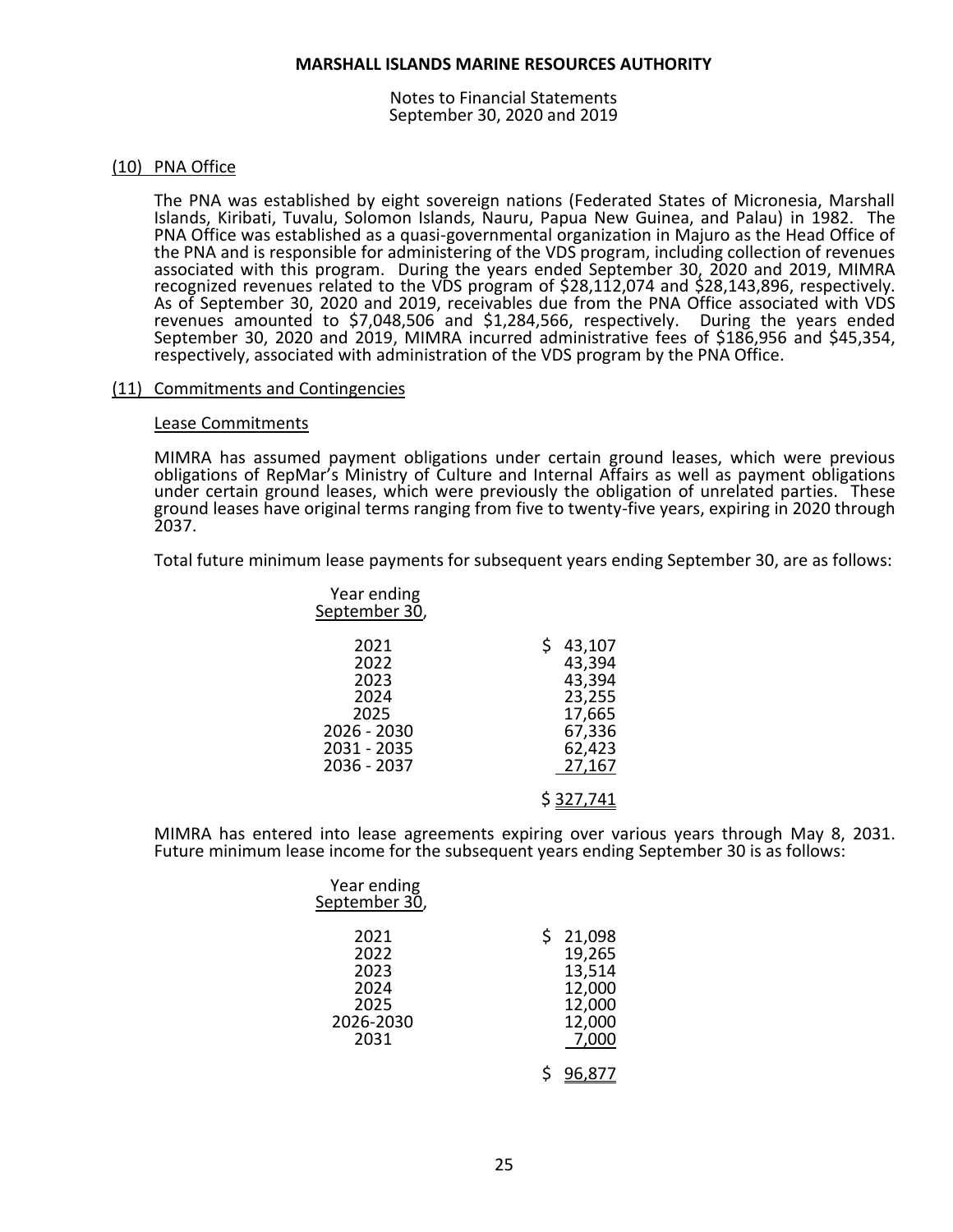### (10) PNA Office

The PNA was established by eight sovereign nations (Federated States of Micronesia, Marshall Islands, Kiribati, Tuvalu, Solomon Islands, Nauru, Papua New Guinea, and Palau) in 1982. The PNA Office was established as a quasi-governmental organization in Majuro as the Head Office of the PNA and is responsible for administering of the VDS program, including collection of revenues associated with this program. During the years ended September 30, 2020 and 2019, MIMRA recognized revenues related to the VDS program of $28,112,074 and $28,143,896, respectively. As of September 30, 2020 and 2019, receivables due from the PNA Office associated with VDS revenues amounted to $7,048,506 and $1,284,566, respectively. During the years ended September 30, 2020 and 2019, MIMRA incurred administrative fees of $186,956 and $45,354, respectively, associated with administration of the VDS program by the PNA Office.

### (11) Commitments and Contingencies

#### Lease Commitments

MIMRA has assumed payment obligations under certain ground leases, which were previous obligations of RepMar's Ministry of Culture and Internal Affairs as well as payment obligations under certain ground leases, which were previously the obligation of unrelated parties. These ground leases have original terms ranging from five to twenty-five years, expiring in 2020 through 2037.

Total future minimum lease payments for subsequent years ending September 30, are as follows:

| Year ending September 30, | |
|---|---|
| 2021 | $ 43,107 |
| 2022 | 43,394 |
| 2023 | 43,394 |
| 2024 | 23,255 |
| 2025 | 17,665 |
| 2026 - 2030 | 67,336 |
| 2031 - 2035 | 62,423 |
| 2036 - 2037 | 27,167 |
| | $ 327,741 |

MIMRA has entered into lease agreements expiring over various years through May 8, 2031. Future minimum lease income for the subsequent years ending September 30 is as follows:

| Year ending September 30, | |
|---|---|
| 2021 | $ 21,098 |
| 2022 | 19,265 |
| 2023 | 13,514 |
| 2024 | 12,000 |
| 2025 | 12,000 |
| 2026-2030 | 12,000 |
| 2031 | 7,000 |
| | $ 96,877 |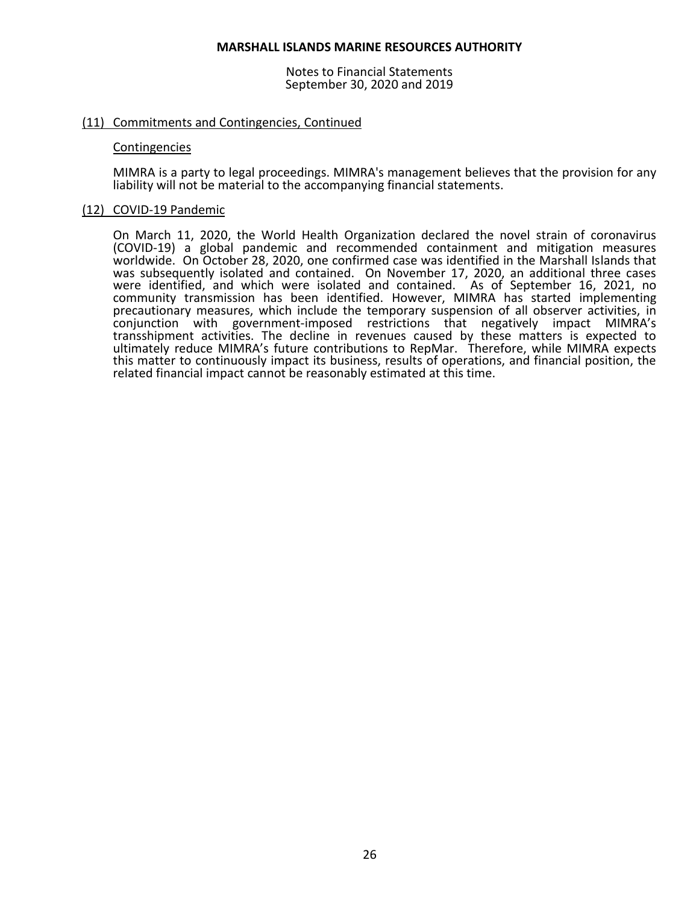## (11) Commitments and Contingencies, Continued

### Contingencies

MIMRA is a party to legal proceedings. MIMRA's management believes that the provision for any liability will not be material to the accompanying financial statements.

## (12) COVID-19 Pandemic

On March 11, 2020, the World Health Organization declared the novel strain of coronavirus (COVID-19) a global pandemic and recommended containment and mitigation measures worldwide. On October 28, 2020, one confirmed case was identified in the Marshall Islands that was subsequently isolated and contained. On November 17, 2020, an additional three cases were identified, and which were isolated and contained. As of September 16, 2021, no community transmission has been identified. However, MIMRA has started implementing precautionary measures, which include the temporary suspension of all observer activities, in conjunction with government-imposed restrictions that negatively impact MIMRA's transshipment activities. The decline in revenues caused by these matters is expected to ultimately reduce MIMRA's future contributions to RepMar. Therefore, while MIMRA expects this matter to continuously impact its business, results of operations, and financial position, the related financial impact cannot be reasonably estimated at this time.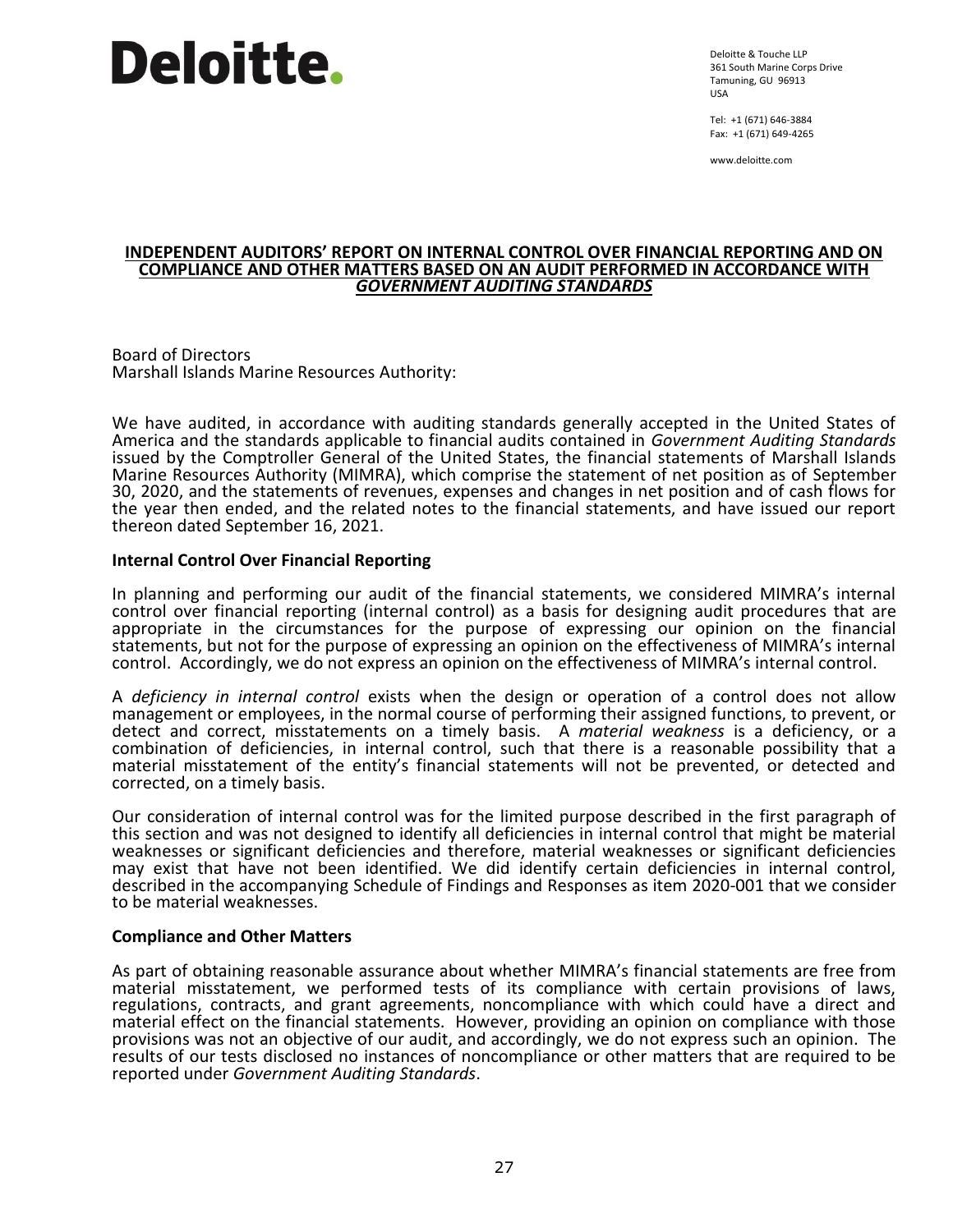Deloitte.

Deloitte & Touche LLP
361 South Marine Corps Drive
Tamuning, GU 96913
USA

Tel: +1 (671) 646-3884
Fax: +1 (671) 649-4265

www.deloitte.com

# INDEPENDENT AUDITORS' REPORT ON INTERNAL CONTROL OVER FINANCIAL REPORTING AND ON COMPLIANCE AND OTHER MATTERS BASED ON AN AUDIT PERFORMED IN ACCORDANCE WITH *GOVERNMENT AUDITING STANDARDS*

Board of Directors
Marshall Islands Marine Resources Authority:

We have audited, in accordance with auditing standards generally accepted in the United States of America and the standards applicable to financial audits contained in *Government Auditing Standards* issued by the Comptroller General of the United States, the financial statements of Marshall Islands Marine Resources Authority (MIMRA), which comprise the statement of net position as of September 30, 2020, and the statements of revenues, expenses and changes in net position and of cash flows for the year then ended, and the related notes to the financial statements, and have issued our report thereon dated September 16, 2021.

## Internal Control Over Financial Reporting

In planning and performing our audit of the financial statements, we considered MIMRA's internal control over financial reporting (internal control) as a basis for designing audit procedures that are appropriate in the circumstances for the purpose of expressing our opinion on the financial statements, but not for the purpose of expressing an opinion on the effectiveness of MIMRA's internal control. Accordingly, we do not express an opinion on the effectiveness of MIMRA's internal control.

A *deficiency in internal control* exists when the design or operation of a control does not allow management or employees, in the normal course of performing their assigned functions, to prevent, or detect and correct, misstatements on a timely basis. A *material weakness* is a deficiency, or a combination of deficiencies, in internal control, such that there is a reasonable possibility that a material misstatement of the entity's financial statements will not be prevented, or detected and corrected, on a timely basis.

Our consideration of internal control was for the limited purpose described in the first paragraph of this section and was not designed to identify all deficiencies in internal control that might be material weaknesses or significant deficiencies and therefore, material weaknesses or significant deficiencies may exist that have not been identified. We did identify certain deficiencies in internal control, described in the accompanying Schedule of Findings and Responses as item 2020-001 that we consider to be material weaknesses.

## Compliance and Other Matters

As part of obtaining reasonable assurance about whether MIMRA's financial statements are free from material misstatement, we performed tests of its compliance with certain provisions of laws, regulations, contracts, and grant agreements, noncompliance with which could have a direct and material effect on the financial statements. However, providing an opinion on compliance with those provisions was not an objective of our audit, and accordingly, we do not express such an opinion. The results of our tests disclosed no instances of noncompliance or other matters that are required to be reported under *Government Auditing Standards*.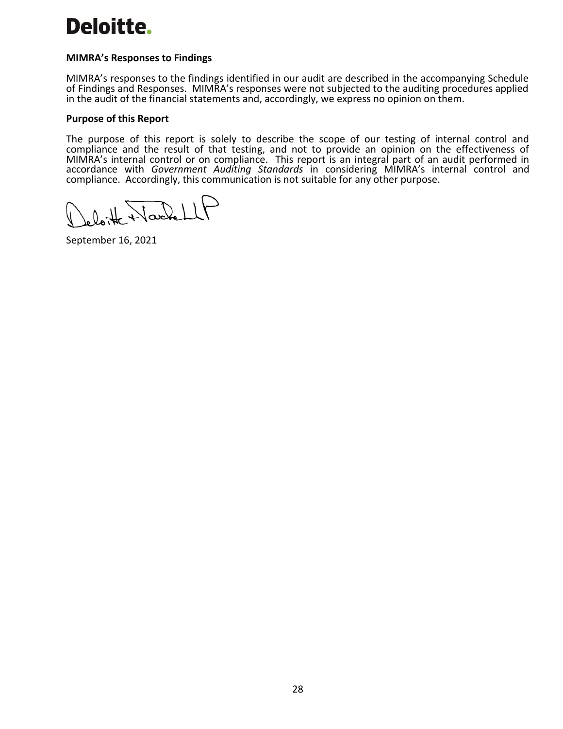Deloitte.

**MIMRA's Responses to Findings**

MIMRA's responses to the findings identified in our audit are described in the accompanying Schedule of Findings and Responses. MIMRA's responses were not subjected to the auditing procedures applied in the audit of the financial statements and, accordingly, we express no opinion on them.

**Purpose of this Report**

The purpose of this report is solely to describe the scope of our testing of internal control and compliance and the result of that testing, and not to provide an opinion on the effectiveness of MIMRA's internal control or on compliance. This report is an integral part of an audit performed in accordance with *Government Auditing Standards* in considering MIMRA's internal control and compliance. Accordingly, this communication is not suitable for any other purpose.

Deloitte & Touche LLP

September 16, 2021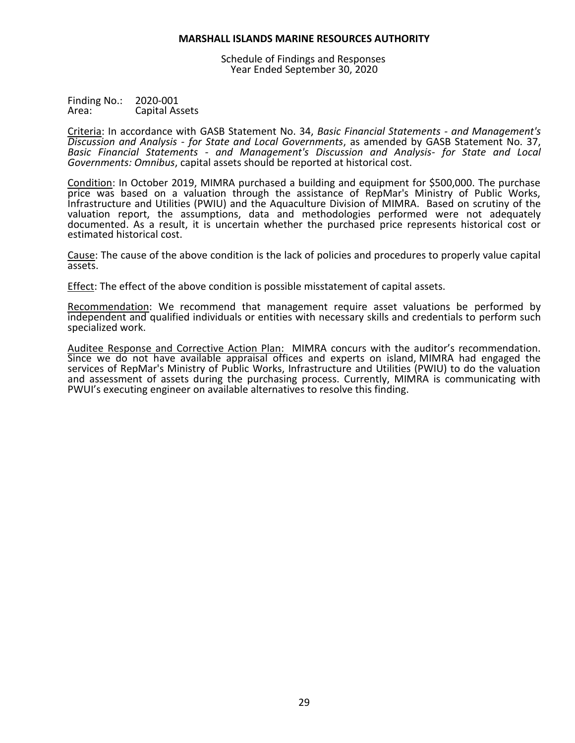**MARSHALL ISLANDS MARINE RESOURCES AUTHORITY**

Schedule of Findings and Responses
Year Ended September 30, 2020

Finding No.: 2020-001
Area: Capital Assets

Criteria: In accordance with GASB Statement No. 34, *Basic Financial Statements - and Management's Discussion and Analysis - for State and Local Governments*, as amended by GASB Statement No. 37, *Basic Financial Statements - and Management's Discussion and Analysis- for State and Local Governments: Omnibus*, capital assets should be reported at historical cost.

Condition: In October 2019, MIMRA purchased a building and equipment for $500,000. The purchase price was based on a valuation through the assistance of RepMar's Ministry of Public Works, Infrastructure and Utilities (PWIU) and the Aquaculture Division of MIMRA. Based on scrutiny of the valuation report, the assumptions, data and methodologies performed were not adequately documented. As a result, it is uncertain whether the purchased price represents historical cost or estimated historical cost.

Cause: The cause of the above condition is the lack of policies and procedures to properly value capital assets.

Effect: The effect of the above condition is possible misstatement of capital assets.

Recommendation: We recommend that management require asset valuations be performed by independent and qualified individuals or entities with necessary skills and credentials to perform such specialized work.

Auditee Response and Corrective Action Plan: MIMRA concurs with the auditor's recommendation. Since we do not have available appraisal offices and experts on island, MIMRA had engaged the services of RepMar's Ministry of Public Works, Infrastructure and Utilities (PWIU) to do the valuation and assessment of assets during the purchasing process. Currently, MIMRA is communicating with PWUI's executing engineer on available alternatives to resolve this finding.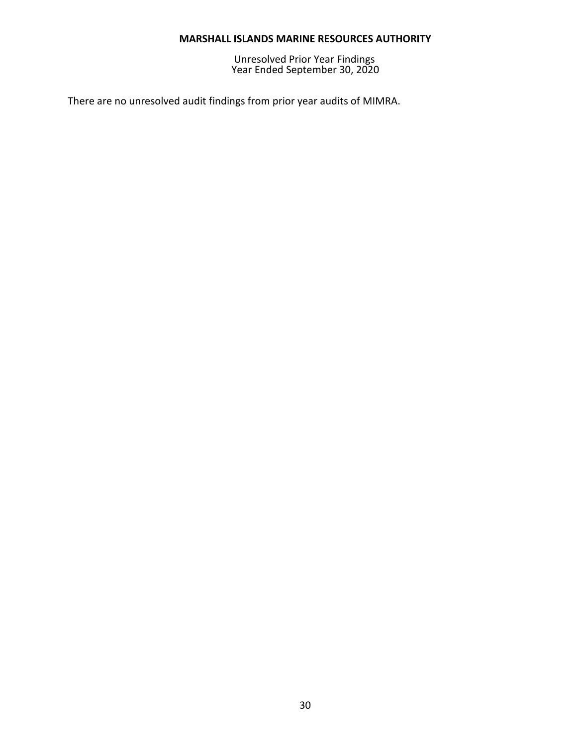# MARSHALL ISLANDS MARINE RESOURCES AUTHORITY

Unresolved Prior Year Findings
Year Ended September 30, 2020

There are no unresolved audit findings from prior year audits of MIMRA.